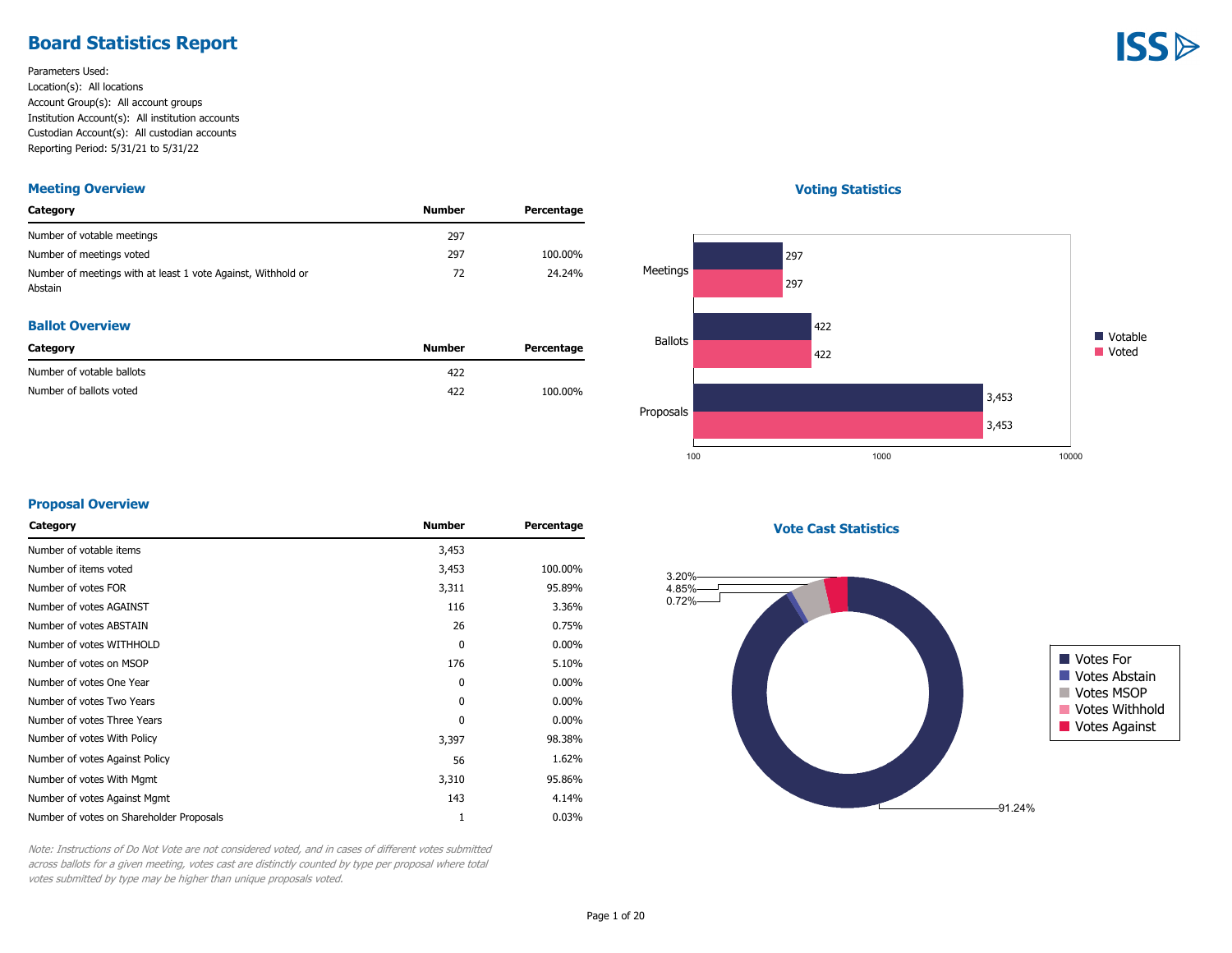# Board Statistics Report

Parameters Used:
Location(s): All locations
Account Group(s): All account groups
Institution Account(s): All institution accounts
Custodian Account(s): All custodian accounts
Reporting Period: 5/31/21 to 5/31/22

## Meeting Overview

| Category | Number | Percentage |
|---|---|---|
| Number of votable meetings | 297 | |
| Number of meetings voted | 297 | 100.00% |
| Number of meetings with at least 1 vote Against, Withhold or Abstain | 72 | 24.24% |

## Ballot Overview

| Category | Number | Percentage |
|---|---|---|
| Number of votable ballots | 422 | |
| Number of ballots voted | 422 | 100.00% |

## Voting Statistics

| | Votable | Voted |
|---|---|---|
| Meetings | 297 | 297 |
| Ballots | 422 | 422 |
| Proposals | 3,453 | 3,453 |

## Proposal Overview

| Category | Number | Percentage |
|---|---|---|
| Number of votable items | 3,453 | |
| Number of items voted | 3,453 | 100.00% |
| Number of votes FOR | 3,311 | 95.89% |
| Number of votes AGAINST | 116 | 3.36% |
| Number of votes ABSTAIN | 26 | 0.75% |
| Number of votes WITHHOLD | 0 | 0.00% |
| Number of votes on MSOP | 176 | 5.10% |
| Number of votes One Year | 0 | 0.00% |
| Number of votes Two Years | 0 | 0.00% |
| Number of votes Three Years | 0 | 0.00% |
| Number of votes With Policy | 3,397 | 98.38% |
| Number of votes Against Policy | 56 | 1.62% |
| Number of votes With Mgmt | 3,310 | 95.86% |
| Number of votes Against Mgmt | 143 | 4.14% |
| Number of votes on Shareholder Proposals | 1 | 0.03% |

*Note: Instructions of Do Not Vote are not considered voted, and in cases of different votes submitted across ballots for a given meeting, votes cast are distinctly counted by type per proposal where total votes submitted by type may be higher than unique proposals voted.*

## Vote Cast Statistics

| Category | Percentage |
|---|---|
| Votes For | 91.24% |
| Votes Abstain | 0.72% |
| Votes MSOP | 4.85% |
| Votes Withhold | |
| Votes Against | 3.20% |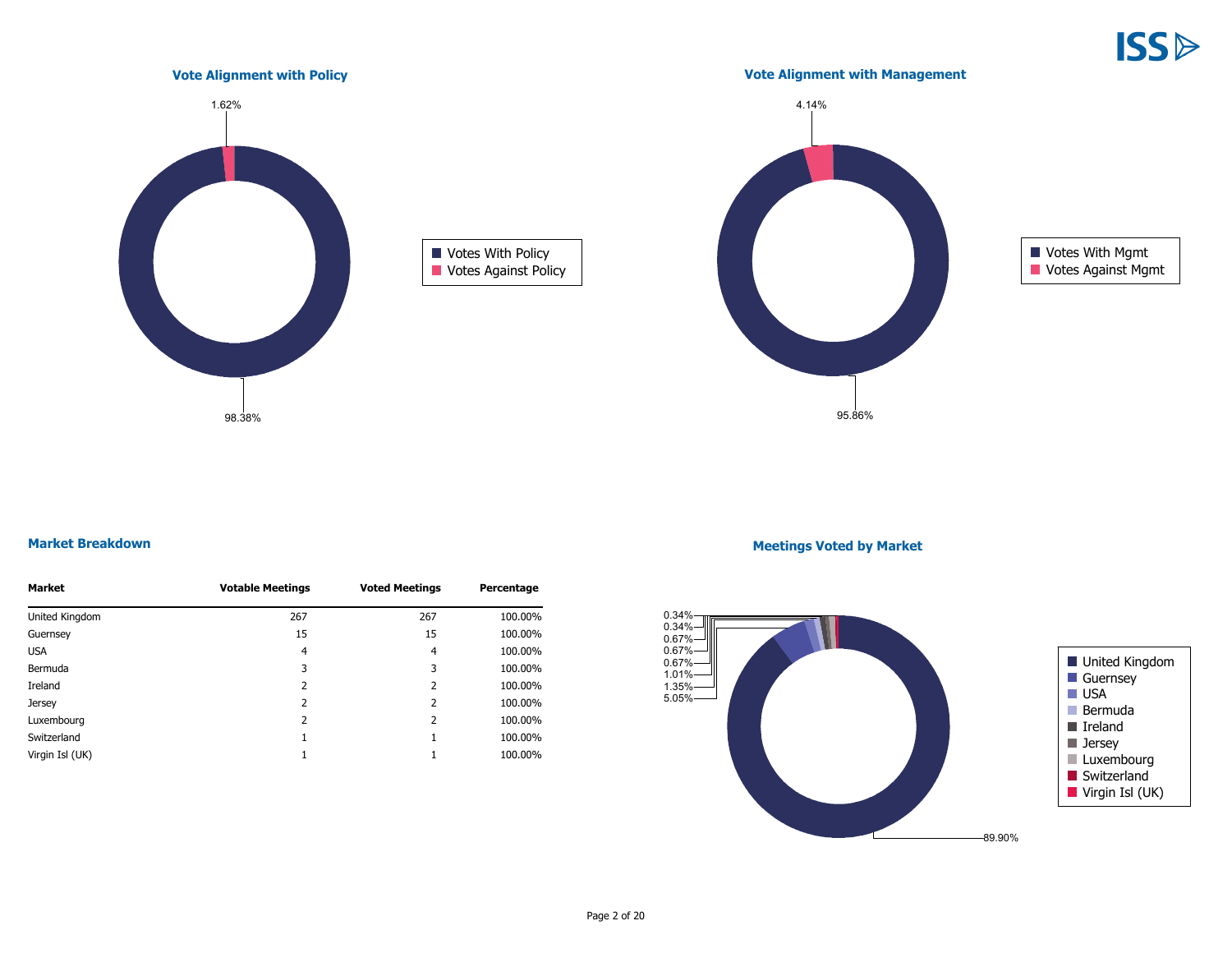## Vote Alignment with Policy

- Votes With Policy: 98.38%
- Votes Against Policy: 1.62%

## Vote Alignment with Management

- Votes With Mgmt: 95.86%
- Votes Against Mgmt: 4.14%

## Market Breakdown

| Market | Votable Meetings | Voted Meetings | Percentage |
|---|---|---|---|
| United Kingdom | 267 | 267 | 100.00% |
| Guernsey | 15 | 15 | 100.00% |
| USA | 4 | 4 | 100.00% |
| Bermuda | 3 | 3 | 100.00% |
| Ireland | 2 | 2 | 100.00% |
| Jersey | 2 | 2 | 100.00% |
| Luxembourg | 2 | 2 | 100.00% |
| Switzerland | 1 | 1 | 100.00% |
| Virgin Isl (UK) | 1 | 1 | 100.00% |

## Meetings Voted by Market

- United Kingdom: 89.90%
- Guernsey: 5.05%
- USA: 1.35%
- Bermuda: 1.01%
- Ireland: 0.67%
- Jersey: 0.67%
- Luxembourg: 0.67%
- Switzerland: 0.34%
- Virgin Isl (UK): 0.34%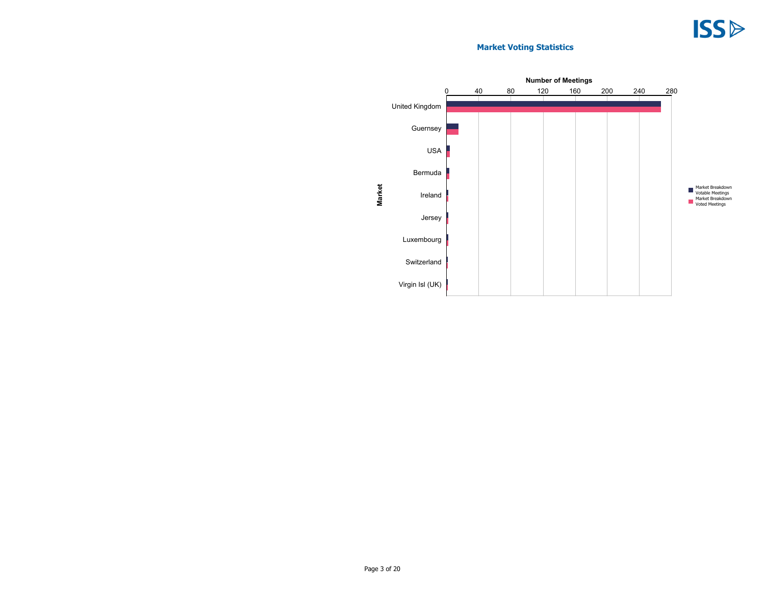## Market Voting Statistics

**Number of Meetings**

| Market | Market Breakdown Votable Meetings | Market Breakdown Voted Meetings |
|---|---|---|
| United Kingdom | | |
| Guernsey | | |
| USA | | |
| Bermuda | | |
| Ireland | | |
| Jersey | | |
| Luxembourg | | |
| Switzerland | | |
| Virgin Isl (UK) | | |

Axis: 0, 40, 80, 120, 160, 200, 240, 280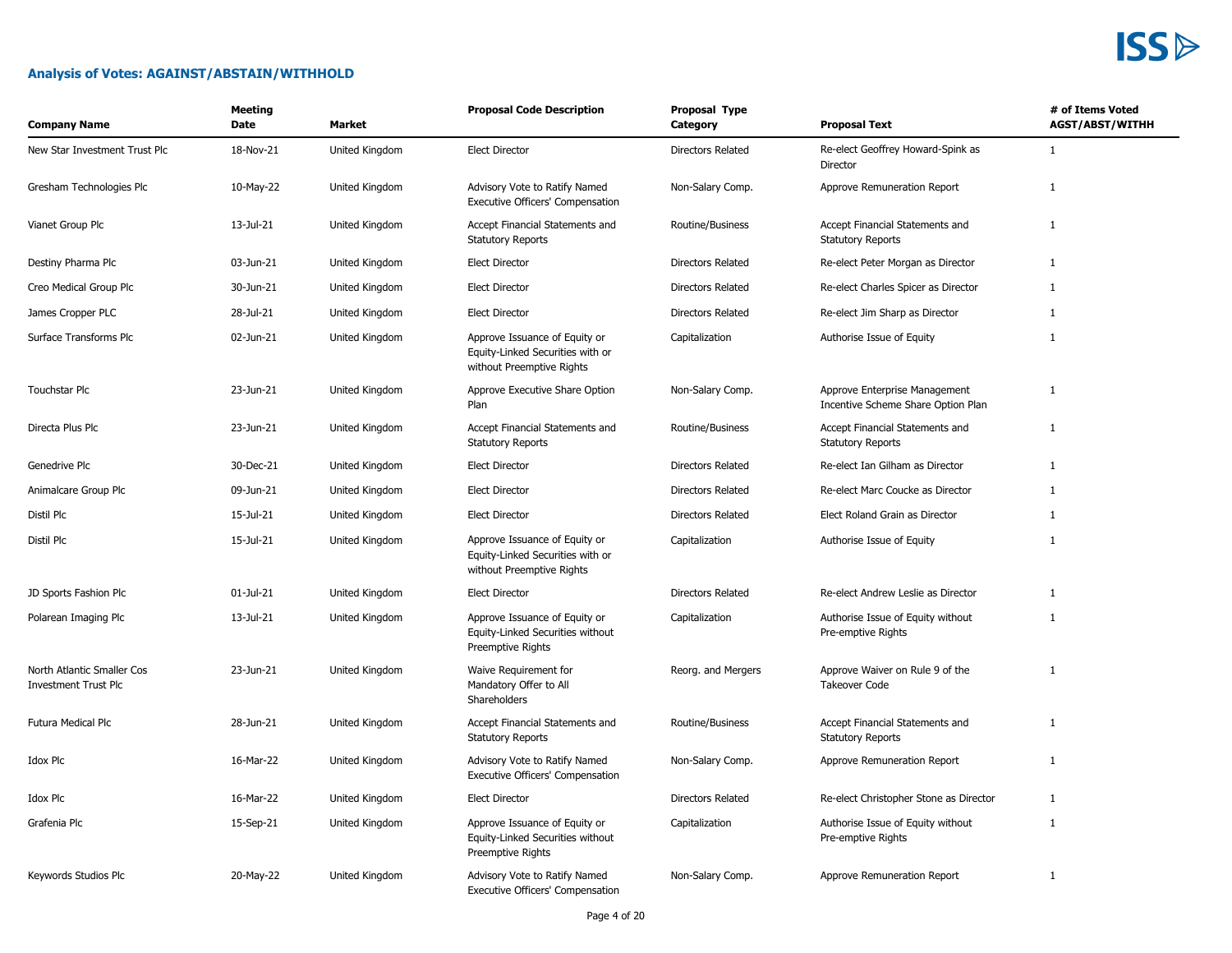## Analysis of Votes: AGAINST/ABSTAIN/WITHHOLD

| Company Name | Meeting Date | Market | Proposal Code Description | Proposal Type Category | Proposal Text | # of Items Voted AGST/ABST/WITHH |
|---|---|---|---|---|---|---|
| New Star Investment Trust Plc | 18-Nov-21 | United Kingdom | Elect Director | Directors Related | Re-elect Geoffrey Howard-Spink as Director | 1 |
| Gresham Technologies Plc | 10-May-22 | United Kingdom | Advisory Vote to Ratify Named Executive Officers' Compensation | Non-Salary Comp. | Approve Remuneration Report | 1 |
| Vianet Group Plc | 13-Jul-21 | United Kingdom | Accept Financial Statements and Statutory Reports | Routine/Business | Accept Financial Statements and Statutory Reports | 1 |
| Destiny Pharma Plc | 03-Jun-21 | United Kingdom | Elect Director | Directors Related | Re-elect Peter Morgan as Director | 1 |
| Creo Medical Group Plc | 30-Jun-21 | United Kingdom | Elect Director | Directors Related | Re-elect Charles Spicer as Director | 1 |
| James Cropper PLC | 28-Jul-21 | United Kingdom | Elect Director | Directors Related | Re-elect Jim Sharp as Director | 1 |
| Surface Transforms Plc | 02-Jun-21 | United Kingdom | Approve Issuance of Equity or Equity-Linked Securities with or without Preemptive Rights | Capitalization | Authorise Issue of Equity | 1 |
| Touchstar Plc | 23-Jun-21 | United Kingdom | Approve Executive Share Option Plan | Non-Salary Comp. | Approve Enterprise Management Incentive Scheme Share Option Plan | 1 |
| Directa Plus Plc | 23-Jun-21 | United Kingdom | Accept Financial Statements and Statutory Reports | Routine/Business | Accept Financial Statements and Statutory Reports | 1 |
| Genedrive Plc | 30-Dec-21 | United Kingdom | Elect Director | Directors Related | Re-elect Ian Gilham as Director | 1 |
| Animalcare Group Plc | 09-Jun-21 | United Kingdom | Elect Director | Directors Related | Re-elect Marc Coucke as Director | 1 |
| Distil Plc | 15-Jul-21 | United Kingdom | Elect Director | Directors Related | Elect Roland Grain as Director | 1 |
| Distil Plc | 15-Jul-21 | United Kingdom | Approve Issuance of Equity or Equity-Linked Securities with or without Preemptive Rights | Capitalization | Authorise Issue of Equity | 1 |
| JD Sports Fashion Plc | 01-Jul-21 | United Kingdom | Elect Director | Directors Related | Re-elect Andrew Leslie as Director | 1 |
| Polarean Imaging Plc | 13-Jul-21 | United Kingdom | Approve Issuance of Equity or Equity-Linked Securities without Preemptive Rights | Capitalization | Authorise Issue of Equity without Pre-emptive Rights | 1 |
| North Atlantic Smaller Cos Investment Trust Plc | 23-Jun-21 | United Kingdom | Waive Requirement for Mandatory Offer to All Shareholders | Reorg. and Mergers | Approve Waiver on Rule 9 of the Takeover Code | 1 |
| Futura Medical Plc | 28-Jun-21 | United Kingdom | Accept Financial Statements and Statutory Reports | Routine/Business | Accept Financial Statements and Statutory Reports | 1 |
| Idox Plc | 16-Mar-22 | United Kingdom | Advisory Vote to Ratify Named Executive Officers' Compensation | Non-Salary Comp. | Approve Remuneration Report | 1 |
| Idox Plc | 16-Mar-22 | United Kingdom | Elect Director | Directors Related | Re-elect Christopher Stone as Director | 1 |
| Grafenia Plc | 15-Sep-21 | United Kingdom | Approve Issuance of Equity or Equity-Linked Securities without Preemptive Rights | Capitalization | Authorise Issue of Equity without Pre-emptive Rights | 1 |
| Keywords Studios Plc | 20-May-22 | United Kingdom | Advisory Vote to Ratify Named Executive Officers' Compensation | Non-Salary Comp. | Approve Remuneration Report | 1 |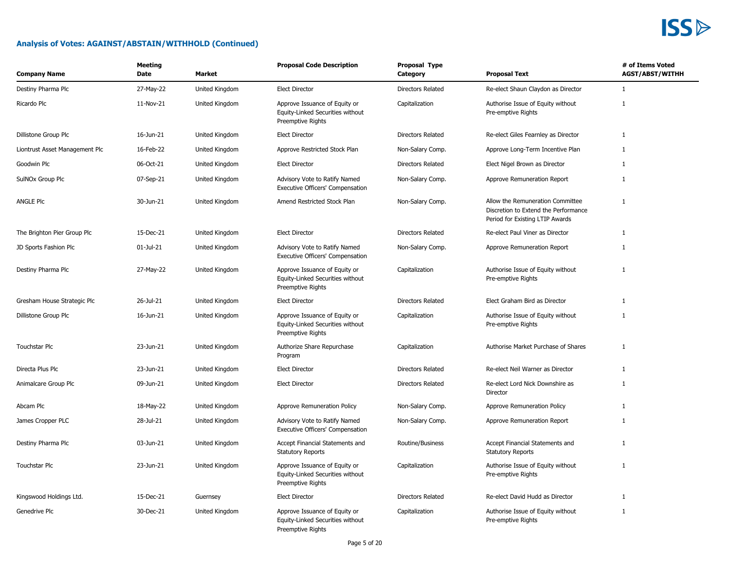## Analysis of Votes: AGAINST/ABSTAIN/WITHHOLD (Continued)

| Company Name | Meeting Date | Market | Proposal Code Description | Proposal Type Category | Proposal Text | # of Items Voted AGST/ABST/WITHH |
|---|---|---|---|---|---|---|
| Destiny Pharma Plc | 27-May-22 | United Kingdom | Elect Director | Directors Related | Re-elect Shaun Claydon as Director | 1 |
| Ricardo Plc | 11-Nov-21 | United Kingdom | Approve Issuance of Equity or Equity-Linked Securities without Preemptive Rights | Capitalization | Authorise Issue of Equity without Pre-emptive Rights | 1 |
| Dillistone Group Plc | 16-Jun-21 | United Kingdom | Elect Director | Directors Related | Re-elect Giles Fearnley as Director | 1 |
| Liontrust Asset Management Plc | 16-Feb-22 | United Kingdom | Approve Restricted Stock Plan | Non-Salary Comp. | Approve Long-Term Incentive Plan | 1 |
| Goodwin Plc | 06-Oct-21 | United Kingdom | Elect Director | Directors Related | Elect Nigel Brown as Director | 1 |
| SulNOx Group Plc | 07-Sep-21 | United Kingdom | Advisory Vote to Ratify Named Executive Officers' Compensation | Non-Salary Comp. | Approve Remuneration Report | 1 |
| ANGLE Plc | 30-Jun-21 | United Kingdom | Amend Restricted Stock Plan | Non-Salary Comp. | Allow the Remuneration Committee Discretion to Extend the Performance Period for Existing LTIP Awards | 1 |
| The Brighton Pier Group Plc | 15-Dec-21 | United Kingdom | Elect Director | Directors Related | Re-elect Paul Viner as Director | 1 |
| JD Sports Fashion Plc | 01-Jul-21 | United Kingdom | Advisory Vote to Ratify Named Executive Officers' Compensation | Non-Salary Comp. | Approve Remuneration Report | 1 |
| Destiny Pharma Plc | 27-May-22 | United Kingdom | Approve Issuance of Equity or Equity-Linked Securities without Preemptive Rights | Capitalization | Authorise Issue of Equity without Pre-emptive Rights | 1 |
| Gresham House Strategic Plc | 26-Jul-21 | United Kingdom | Elect Director | Directors Related | Elect Graham Bird as Director | 1 |
| Dillistone Group Plc | 16-Jun-21 | United Kingdom | Approve Issuance of Equity or Equity-Linked Securities without Preemptive Rights | Capitalization | Authorise Issue of Equity without Pre-emptive Rights | 1 |
| Touchstar Plc | 23-Jun-21 | United Kingdom | Authorize Share Repurchase Program | Capitalization | Authorise Market Purchase of Shares | 1 |
| Directa Plus Plc | 23-Jun-21 | United Kingdom | Elect Director | Directors Related | Re-elect Neil Warner as Director | 1 |
| Animalcare Group Plc | 09-Jun-21 | United Kingdom | Elect Director | Directors Related | Re-elect Lord Nick Downshire as Director | 1 |
| Abcam Plc | 18-May-22 | United Kingdom | Approve Remuneration Policy | Non-Salary Comp. | Approve Remuneration Policy | 1 |
| James Cropper PLC | 28-Jul-21 | United Kingdom | Advisory Vote to Ratify Named Executive Officers' Compensation | Non-Salary Comp. | Approve Remuneration Report | 1 |
| Destiny Pharma Plc | 03-Jun-21 | United Kingdom | Accept Financial Statements and Statutory Reports | Routine/Business | Accept Financial Statements and Statutory Reports | 1 |
| Touchstar Plc | 23-Jun-21 | United Kingdom | Approve Issuance of Equity or Equity-Linked Securities without Preemptive Rights | Capitalization | Authorise Issue of Equity without Pre-emptive Rights | 1 |
| Kingswood Holdings Ltd. | 15-Dec-21 | Guernsey | Elect Director | Directors Related | Re-elect David Hudd as Director | 1 |
| Genedrive Plc | 30-Dec-21 | United Kingdom | Approve Issuance of Equity or Equity-Linked Securities without Preemptive Rights | Capitalization | Authorise Issue of Equity without Pre-emptive Rights | 1 |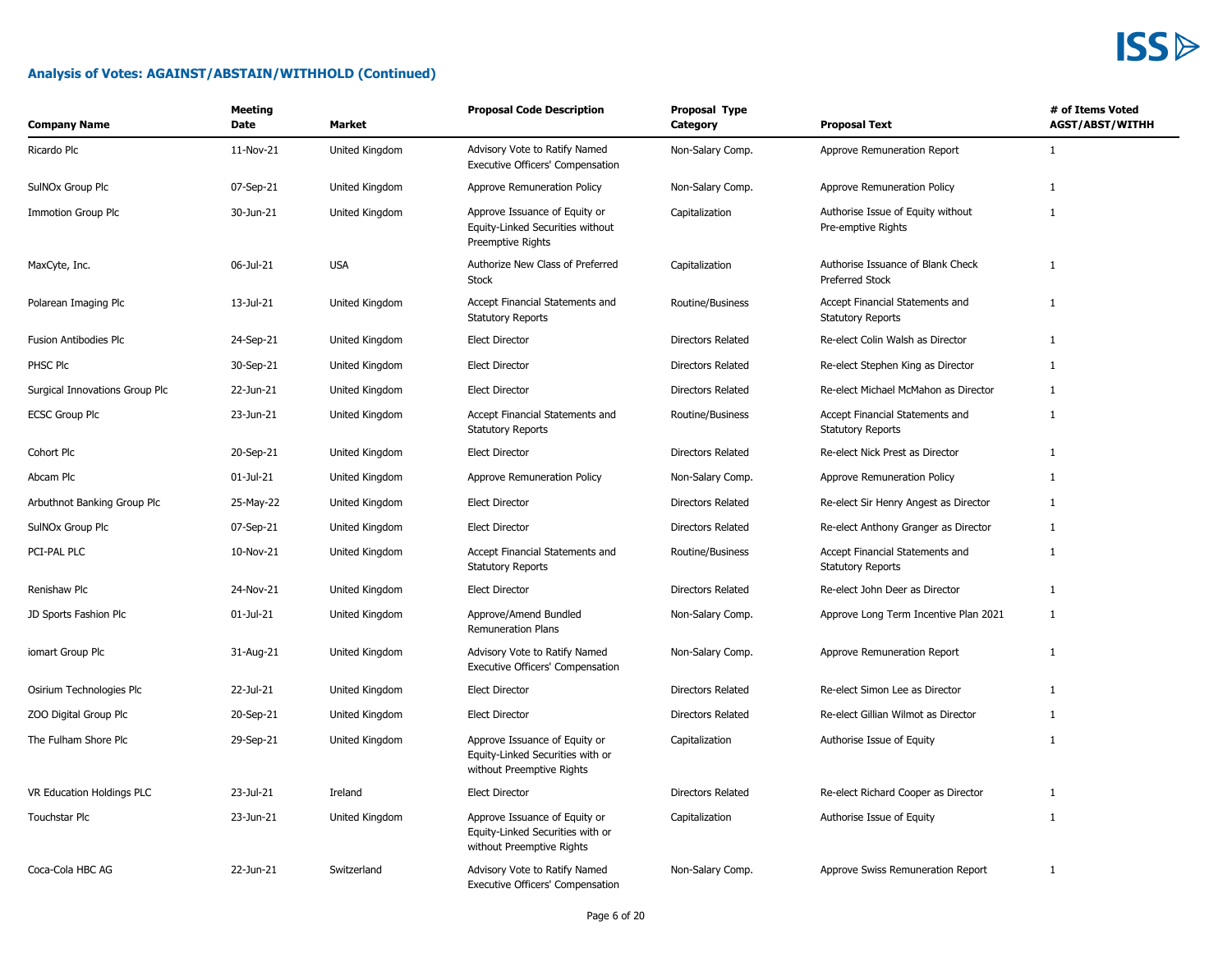## Analysis of Votes: AGAINST/ABSTAIN/WITHHOLD (Continued)

| Company Name | Meeting Date | Market | Proposal Code Description | Proposal Type Category | Proposal Text | # of Items Voted AGST/ABST/WITHH |
|---|---|---|---|---|---|---|
| Ricardo Plc | 11-Nov-21 | United Kingdom | Advisory Vote to Ratify Named Executive Officers' Compensation | Non-Salary Comp. | Approve Remuneration Report | 1 |
| SulNOx Group Plc | 07-Sep-21 | United Kingdom | Approve Remuneration Policy | Non-Salary Comp. | Approve Remuneration Policy | 1 |
| Immotion Group Plc | 30-Jun-21 | United Kingdom | Approve Issuance of Equity or Equity-Linked Securities without Preemptive Rights | Capitalization | Authorise Issue of Equity without Pre-emptive Rights | 1 |
| MaxCyte, Inc. | 06-Jul-21 | USA | Authorize New Class of Preferred Stock | Capitalization | Authorise Issuance of Blank Check Preferred Stock | 1 |
| Polarean Imaging Plc | 13-Jul-21 | United Kingdom | Accept Financial Statements and Statutory Reports | Routine/Business | Accept Financial Statements and Statutory Reports | 1 |
| Fusion Antibodies Plc | 24-Sep-21 | United Kingdom | Elect Director | Directors Related | Re-elect Colin Walsh as Director | 1 |
| PHSC Plc | 30-Sep-21 | United Kingdom | Elect Director | Directors Related | Re-elect Stephen King as Director | 1 |
| Surgical Innovations Group Plc | 22-Jun-21 | United Kingdom | Elect Director | Directors Related | Re-elect Michael McMahon as Director | 1 |
| ECSC Group Plc | 23-Jun-21 | United Kingdom | Accept Financial Statements and Statutory Reports | Routine/Business | Accept Financial Statements and Statutory Reports | 1 |
| Cohort Plc | 20-Sep-21 | United Kingdom | Elect Director | Directors Related | Re-elect Nick Prest as Director | 1 |
| Abcam Plc | 01-Jul-21 | United Kingdom | Approve Remuneration Policy | Non-Salary Comp. | Approve Remuneration Policy | 1 |
| Arbuthnot Banking Group Plc | 25-May-22 | United Kingdom | Elect Director | Directors Related | Re-elect Sir Henry Angest as Director | 1 |
| SulNOx Group Plc | 07-Sep-21 | United Kingdom | Elect Director | Directors Related | Re-elect Anthony Granger as Director | 1 |
| PCI-PAL PLC | 10-Nov-21 | United Kingdom | Accept Financial Statements and Statutory Reports | Routine/Business | Accept Financial Statements and Statutory Reports | 1 |
| Renishaw Plc | 24-Nov-21 | United Kingdom | Elect Director | Directors Related | Re-elect John Deer as Director | 1 |
| JD Sports Fashion Plc | 01-Jul-21 | United Kingdom | Approve/Amend Bundled Remuneration Plans | Non-Salary Comp. | Approve Long Term Incentive Plan 2021 | 1 |
| iomart Group Plc | 31-Aug-21 | United Kingdom | Advisory Vote to Ratify Named Executive Officers' Compensation | Non-Salary Comp. | Approve Remuneration Report | 1 |
| Osirium Technologies Plc | 22-Jul-21 | United Kingdom | Elect Director | Directors Related | Re-elect Simon Lee as Director | 1 |
| ZOO Digital Group Plc | 20-Sep-21 | United Kingdom | Elect Director | Directors Related | Re-elect Gillian Wilmot as Director | 1 |
| The Fulham Shore Plc | 29-Sep-21 | United Kingdom | Approve Issuance of Equity or Equity-Linked Securities with or without Preemptive Rights | Capitalization | Authorise Issue of Equity | 1 |
| VR Education Holdings PLC | 23-Jul-21 | Ireland | Elect Director | Directors Related | Re-elect Richard Cooper as Director | 1 |
| Touchstar Plc | 23-Jun-21 | United Kingdom | Approve Issuance of Equity or Equity-Linked Securities with or without Preemptive Rights | Capitalization | Authorise Issue of Equity | 1 |
| Coca-Cola HBC AG | 22-Jun-21 | Switzerland | Advisory Vote to Ratify Named Executive Officers' Compensation | Non-Salary Comp. | Approve Swiss Remuneration Report | 1 |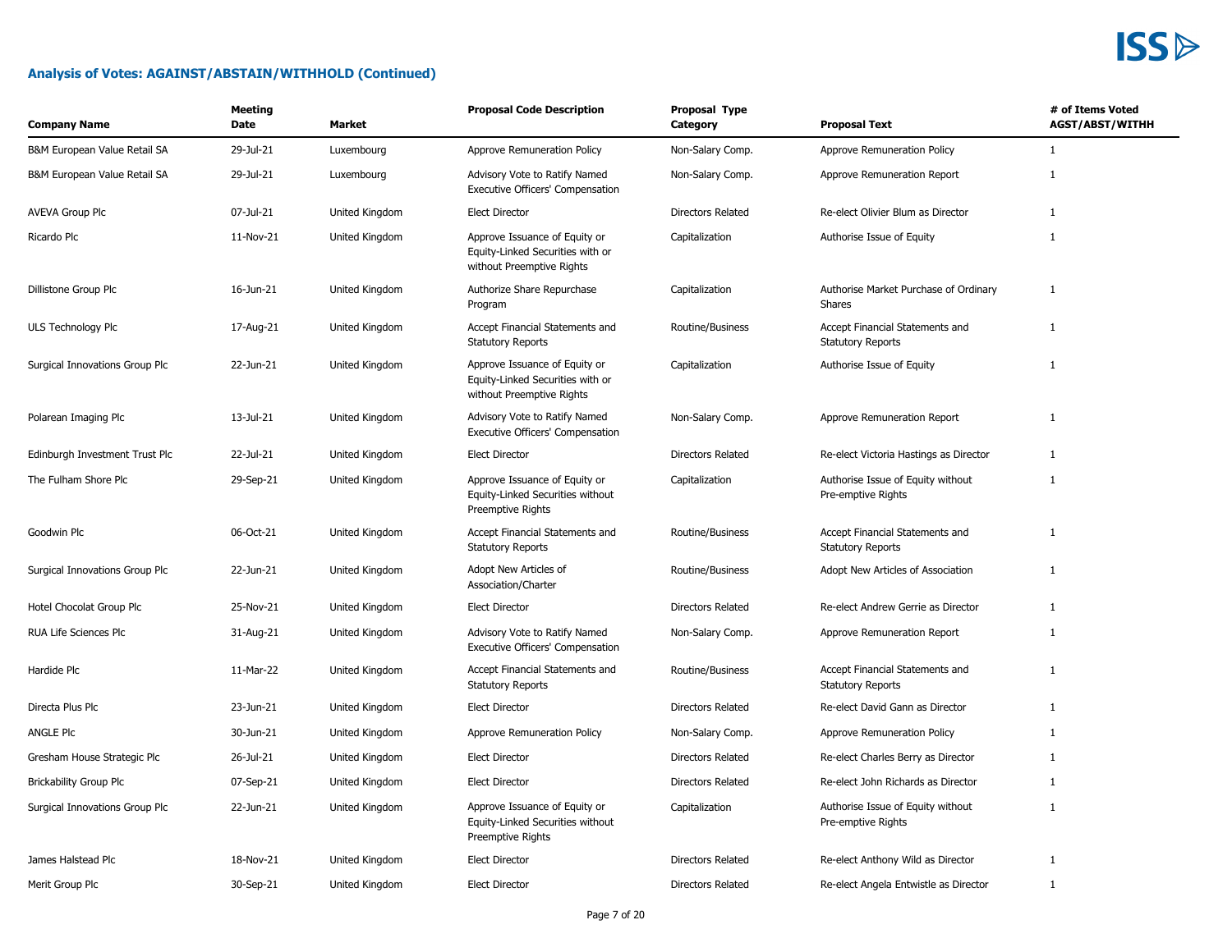## Analysis of Votes: AGAINST/ABSTAIN/WITHHOLD (Continued)

| Company Name | Meeting Date | Market | Proposal Code Description | Proposal Type Category | Proposal Text | # of Items Voted AGST/ABST/WITHH |
|---|---|---|---|---|---|---|
| B&M European Value Retail SA | 29-Jul-21 | Luxembourg | Approve Remuneration Policy | Non-Salary Comp. | Approve Remuneration Policy | 1 |
| B&M European Value Retail SA | 29-Jul-21 | Luxembourg | Advisory Vote to Ratify Named Executive Officers' Compensation | Non-Salary Comp. | Approve Remuneration Report | 1 |
| AVEVA Group Plc | 07-Jul-21 | United Kingdom | Elect Director | Directors Related | Re-elect Olivier Blum as Director | 1 |
| Ricardo Plc | 11-Nov-21 | United Kingdom | Approve Issuance of Equity or Equity-Linked Securities with or without Preemptive Rights | Capitalization | Authorise Issue of Equity | 1 |
| Dillistone Group Plc | 16-Jun-21 | United Kingdom | Authorize Share Repurchase Program | Capitalization | Authorise Market Purchase of Ordinary Shares | 1 |
| ULS Technology Plc | 17-Aug-21 | United Kingdom | Accept Financial Statements and Statutory Reports | Routine/Business | Accept Financial Statements and Statutory Reports | 1 |
| Surgical Innovations Group Plc | 22-Jun-21 | United Kingdom | Approve Issuance of Equity or Equity-Linked Securities with or without Preemptive Rights | Capitalization | Authorise Issue of Equity | 1 |
| Polarean Imaging Plc | 13-Jul-21 | United Kingdom | Advisory Vote to Ratify Named Executive Officers' Compensation | Non-Salary Comp. | Approve Remuneration Report | 1 |
| Edinburgh Investment Trust Plc | 22-Jul-21 | United Kingdom | Elect Director | Directors Related | Re-elect Victoria Hastings as Director | 1 |
| The Fulham Shore Plc | 29-Sep-21 | United Kingdom | Approve Issuance of Equity or Equity-Linked Securities without Preemptive Rights | Capitalization | Authorise Issue of Equity without Pre-emptive Rights | 1 |
| Goodwin Plc | 06-Oct-21 | United Kingdom | Accept Financial Statements and Statutory Reports | Routine/Business | Accept Financial Statements and Statutory Reports | 1 |
| Surgical Innovations Group Plc | 22-Jun-21 | United Kingdom | Adopt New Articles of Association/Charter | Routine/Business | Adopt New Articles of Association | 1 |
| Hotel Chocolat Group Plc | 25-Nov-21 | United Kingdom | Elect Director | Directors Related | Re-elect Andrew Gerrie as Director | 1 |
| RUA Life Sciences Plc | 31-Aug-21 | United Kingdom | Advisory Vote to Ratify Named Executive Officers' Compensation | Non-Salary Comp. | Approve Remuneration Report | 1 |
| Hardide Plc | 11-Mar-22 | United Kingdom | Accept Financial Statements and Statutory Reports | Routine/Business | Accept Financial Statements and Statutory Reports | 1 |
| Directa Plus Plc | 23-Jun-21 | United Kingdom | Elect Director | Directors Related | Re-elect David Gann as Director | 1 |
| ANGLE Plc | 30-Jun-21 | United Kingdom | Approve Remuneration Policy | Non-Salary Comp. | Approve Remuneration Policy | 1 |
| Gresham House Strategic Plc | 26-Jul-21 | United Kingdom | Elect Director | Directors Related | Re-elect Charles Berry as Director | 1 |
| Brickability Group Plc | 07-Sep-21 | United Kingdom | Elect Director | Directors Related | Re-elect John Richards as Director | 1 |
| Surgical Innovations Group Plc | 22-Jun-21 | United Kingdom | Approve Issuance of Equity or Equity-Linked Securities without Preemptive Rights | Capitalization | Authorise Issue of Equity without Pre-emptive Rights | 1 |
| James Halstead Plc | 18-Nov-21 | United Kingdom | Elect Director | Directors Related | Re-elect Anthony Wild as Director | 1 |
| Merit Group Plc | 30-Sep-21 | United Kingdom | Elect Director | Directors Related | Re-elect Angela Entwistle as Director | 1 |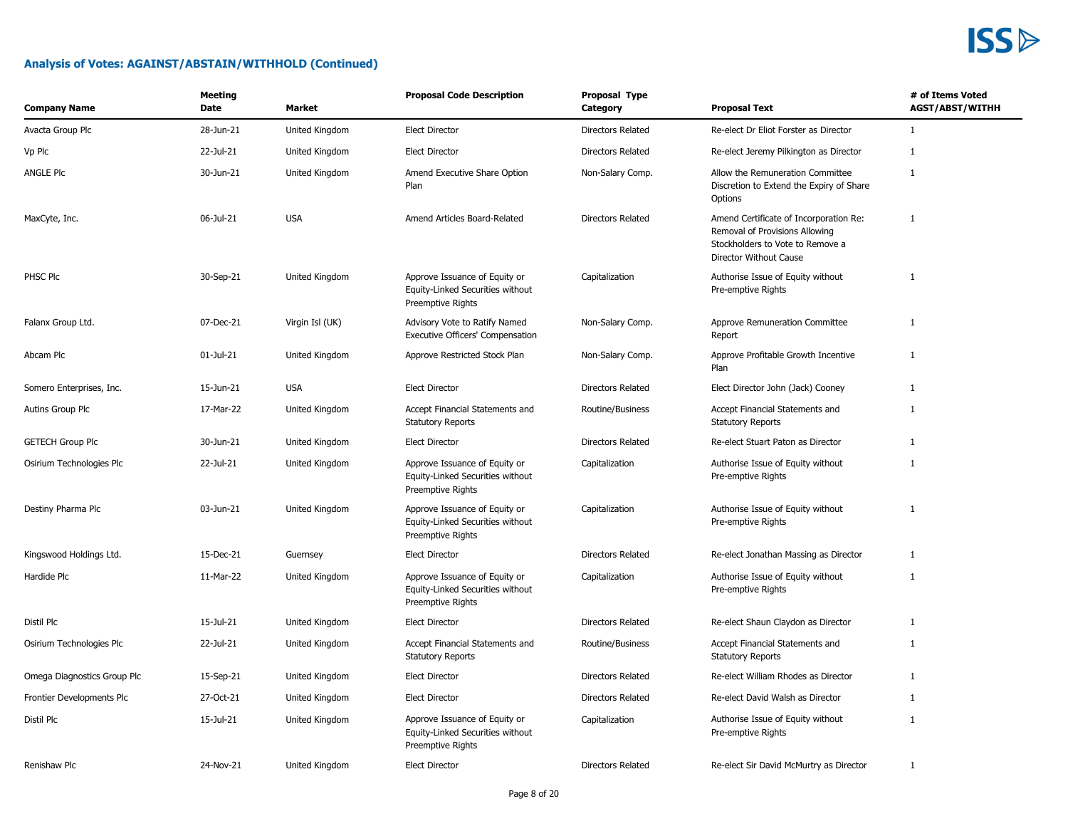## Analysis of Votes: AGAINST/ABSTAIN/WITHHOLD (Continued)

| Company Name | Meeting Date | Market | Proposal Code Description | Proposal Type Category | Proposal Text | # of Items Voted AGST/ABST/WITHH |
|---|---|---|---|---|---|---|
| Avacta Group Plc | 28-Jun-21 | United Kingdom | Elect Director | Directors Related | Re-elect Dr Eliot Forster as Director | 1 |
| Vp Plc | 22-Jul-21 | United Kingdom | Elect Director | Directors Related | Re-elect Jeremy Pilkington as Director | 1 |
| ANGLE Plc | 30-Jun-21 | United Kingdom | Amend Executive Share Option Plan | Non-Salary Comp. | Allow the Remuneration Committee Discretion to Extend the Expiry of Share Options | 1 |
| MaxCyte, Inc. | 06-Jul-21 | USA | Amend Articles Board-Related | Directors Related | Amend Certificate of Incorporation Re: Removal of Provisions Allowing Stockholders to Vote to Remove a Director Without Cause | 1 |
| PHSC Plc | 30-Sep-21 | United Kingdom | Approve Issuance of Equity or Equity-Linked Securities without Preemptive Rights | Capitalization | Authorise Issue of Equity without Pre-emptive Rights | 1 |
| Falanx Group Ltd. | 07-Dec-21 | Virgin Isl (UK) | Advisory Vote to Ratify Named Executive Officers' Compensation | Non-Salary Comp. | Approve Remuneration Committee Report | 1 |
| Abcam Plc | 01-Jul-21 | United Kingdom | Approve Restricted Stock Plan | Non-Salary Comp. | Approve Profitable Growth Incentive Plan | 1 |
| Somero Enterprises, Inc. | 15-Jun-21 | USA | Elect Director | Directors Related | Elect Director John (Jack) Cooney | 1 |
| Autins Group Plc | 17-Mar-22 | United Kingdom | Accept Financial Statements and Statutory Reports | Routine/Business | Accept Financial Statements and Statutory Reports | 1 |
| GETECH Group Plc | 30-Jun-21 | United Kingdom | Elect Director | Directors Related | Re-elect Stuart Paton as Director | 1 |
| Osirium Technologies Plc | 22-Jul-21 | United Kingdom | Approve Issuance of Equity or Equity-Linked Securities without Preemptive Rights | Capitalization | Authorise Issue of Equity without Pre-emptive Rights | 1 |
| Destiny Pharma Plc | 03-Jun-21 | United Kingdom | Approve Issuance of Equity or Equity-Linked Securities without Preemptive Rights | Capitalization | Authorise Issue of Equity without Pre-emptive Rights | 1 |
| Kingswood Holdings Ltd. | 15-Dec-21 | Guernsey | Elect Director | Directors Related | Re-elect Jonathan Massing as Director | 1 |
| Hardide Plc | 11-Mar-22 | United Kingdom | Approve Issuance of Equity or Equity-Linked Securities without Preemptive Rights | Capitalization | Authorise Issue of Equity without Pre-emptive Rights | 1 |
| Distil Plc | 15-Jul-21 | United Kingdom | Elect Director | Directors Related | Re-elect Shaun Claydon as Director | 1 |
| Osirium Technologies Plc | 22-Jul-21 | United Kingdom | Accept Financial Statements and Statutory Reports | Routine/Business | Accept Financial Statements and Statutory Reports | 1 |
| Omega Diagnostics Group Plc | 15-Sep-21 | United Kingdom | Elect Director | Directors Related | Re-elect William Rhodes as Director | 1 |
| Frontier Developments Plc | 27-Oct-21 | United Kingdom | Elect Director | Directors Related | Re-elect David Walsh as Director | 1 |
| Distil Plc | 15-Jul-21 | United Kingdom | Approve Issuance of Equity or Equity-Linked Securities without Preemptive Rights | Capitalization | Authorise Issue of Equity without Pre-emptive Rights | 1 |
| Renishaw Plc | 24-Nov-21 | United Kingdom | Elect Director | Directors Related | Re-elect Sir David McMurtry as Director | 1 |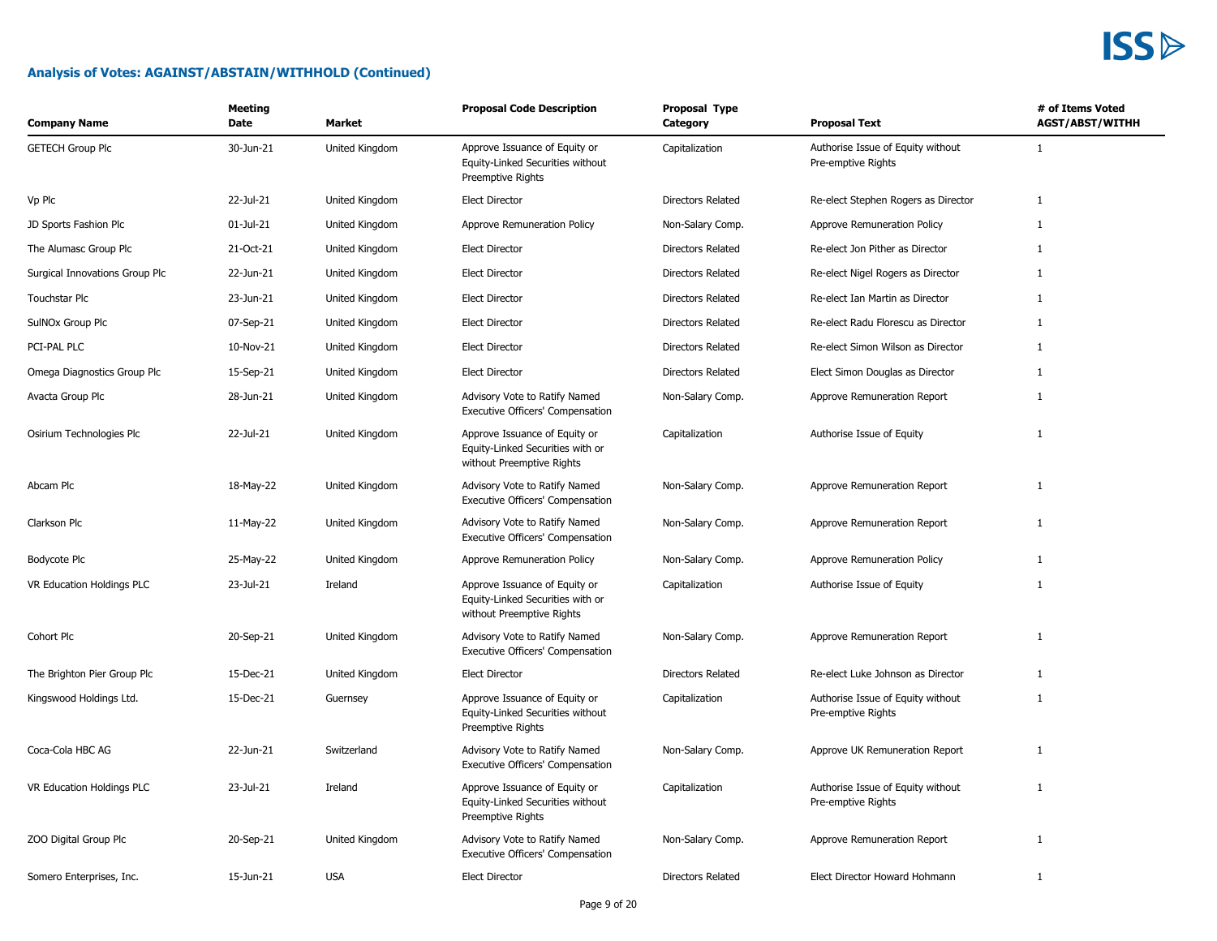## Analysis of Votes: AGAINST/ABSTAIN/WITHHOLD (Continued)

| Company Name | Meeting Date | Market | Proposal Code Description | Proposal Type Category | Proposal Text | # of Items Voted AGST/ABST/WITHH |
|---|---|---|---|---|---|---|
| GETECH Group Plc | 30-Jun-21 | United Kingdom | Approve Issuance of Equity or Equity-Linked Securities without Preemptive Rights | Capitalization | Authorise Issue of Equity without Pre-emptive Rights | 1 |
| Vp Plc | 22-Jul-21 | United Kingdom | Elect Director | Directors Related | Re-elect Stephen Rogers as Director | 1 |
| JD Sports Fashion Plc | 01-Jul-21 | United Kingdom | Approve Remuneration Policy | Non-Salary Comp. | Approve Remuneration Policy | 1 |
| The Alumasc Group Plc | 21-Oct-21 | United Kingdom | Elect Director | Directors Related | Re-elect Jon Pither as Director | 1 |
| Surgical Innovations Group Plc | 22-Jun-21 | United Kingdom | Elect Director | Directors Related | Re-elect Nigel Rogers as Director | 1 |
| Touchstar Plc | 23-Jun-21 | United Kingdom | Elect Director | Directors Related | Re-elect Ian Martin as Director | 1 |
| SulNOx Group Plc | 07-Sep-21 | United Kingdom | Elect Director | Directors Related | Re-elect Radu Florescu as Director | 1 |
| PCI-PAL PLC | 10-Nov-21 | United Kingdom | Elect Director | Directors Related | Re-elect Simon Wilson as Director | 1 |
| Omega Diagnostics Group Plc | 15-Sep-21 | United Kingdom | Elect Director | Directors Related | Elect Simon Douglas as Director | 1 |
| Avacta Group Plc | 28-Jun-21 | United Kingdom | Advisory Vote to Ratify Named Executive Officers' Compensation | Non-Salary Comp. | Approve Remuneration Report | 1 |
| Osirium Technologies Plc | 22-Jul-21 | United Kingdom | Approve Issuance of Equity or Equity-Linked Securities with or without Preemptive Rights | Capitalization | Authorise Issue of Equity | 1 |
| Abcam Plc | 18-May-22 | United Kingdom | Advisory Vote to Ratify Named Executive Officers' Compensation | Non-Salary Comp. | Approve Remuneration Report | 1 |
| Clarkson Plc | 11-May-22 | United Kingdom | Advisory Vote to Ratify Named Executive Officers' Compensation | Non-Salary Comp. | Approve Remuneration Report | 1 |
| Bodycote Plc | 25-May-22 | United Kingdom | Approve Remuneration Policy | Non-Salary Comp. | Approve Remuneration Policy | 1 |
| VR Education Holdings PLC | 23-Jul-21 | Ireland | Approve Issuance of Equity or Equity-Linked Securities with or without Preemptive Rights | Capitalization | Authorise Issue of Equity | 1 |
| Cohort Plc | 20-Sep-21 | United Kingdom | Advisory Vote to Ratify Named Executive Officers' Compensation | Non-Salary Comp. | Approve Remuneration Report | 1 |
| The Brighton Pier Group Plc | 15-Dec-21 | United Kingdom | Elect Director | Directors Related | Re-elect Luke Johnson as Director | 1 |
| Kingswood Holdings Ltd. | 15-Dec-21 | Guernsey | Approve Issuance of Equity or Equity-Linked Securities without Preemptive Rights | Capitalization | Authorise Issue of Equity without Pre-emptive Rights | 1 |
| Coca-Cola HBC AG | 22-Jun-21 | Switzerland | Advisory Vote to Ratify Named Executive Officers' Compensation | Non-Salary Comp. | Approve UK Remuneration Report | 1 |
| VR Education Holdings PLC | 23-Jul-21 | Ireland | Approve Issuance of Equity or Equity-Linked Securities without Preemptive Rights | Capitalization | Authorise Issue of Equity without Pre-emptive Rights | 1 |
| ZOO Digital Group Plc | 20-Sep-21 | United Kingdom | Advisory Vote to Ratify Named Executive Officers' Compensation | Non-Salary Comp. | Approve Remuneration Report | 1 |
| Somero Enterprises, Inc. | 15-Jun-21 | USA | Elect Director | Directors Related | Elect Director Howard Hohmann | 1 |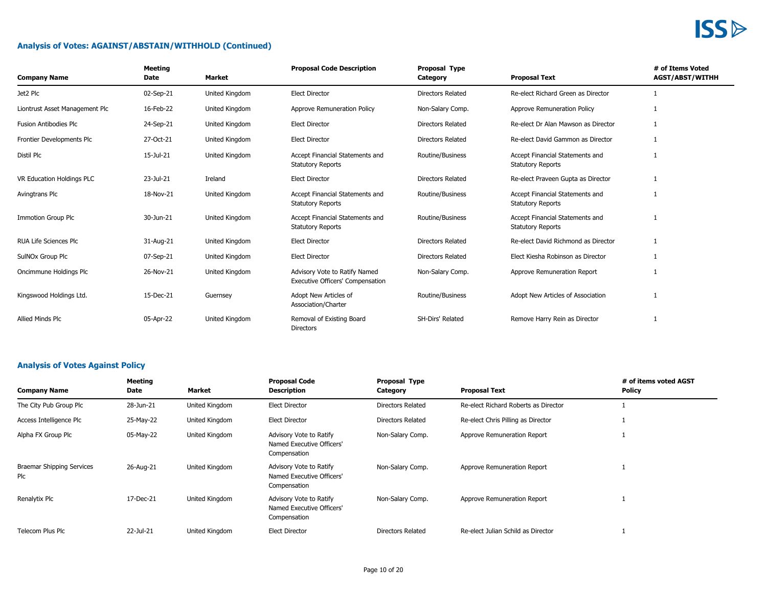## Analysis of Votes: AGAINST/ABSTAIN/WITHHOLD (Continued)

| Company Name | Meeting Date | Market | Proposal Code Description | Proposal Type Category | Proposal Text | # of Items Voted AGST/ABST/WITHH |
|---|---|---|---|---|---|---|
| Jet2 Plc | 02-Sep-21 | United Kingdom | Elect Director | Directors Related | Re-elect Richard Green as Director | 1 |
| Liontrust Asset Management Plc | 16-Feb-22 | United Kingdom | Approve Remuneration Policy | Non-Salary Comp. | Approve Remuneration Policy | 1 |
| Fusion Antibodies Plc | 24-Sep-21 | United Kingdom | Elect Director | Directors Related | Re-elect Dr Alan Mawson as Director | 1 |
| Frontier Developments Plc | 27-Oct-21 | United Kingdom | Elect Director | Directors Related | Re-elect David Gammon as Director | 1 |
| Distil Plc | 15-Jul-21 | United Kingdom | Accept Financial Statements and Statutory Reports | Routine/Business | Accept Financial Statements and Statutory Reports | 1 |
| VR Education Holdings PLC | 23-Jul-21 | Ireland | Elect Director | Directors Related | Re-elect Praveen Gupta as Director | 1 |
| Avingtrans Plc | 18-Nov-21 | United Kingdom | Accept Financial Statements and Statutory Reports | Routine/Business | Accept Financial Statements and Statutory Reports | 1 |
| Immotion Group Plc | 30-Jun-21 | United Kingdom | Accept Financial Statements and Statutory Reports | Routine/Business | Accept Financial Statements and Statutory Reports | 1 |
| RUA Life Sciences Plc | 31-Aug-21 | United Kingdom | Elect Director | Directors Related | Re-elect David Richmond as Director | 1 |
| SulNOx Group Plc | 07-Sep-21 | United Kingdom | Elect Director | Directors Related | Elect Kiesha Robinson as Director | 1 |
| Oncimmune Holdings Plc | 26-Nov-21 | United Kingdom | Advisory Vote to Ratify Named Executive Officers' Compensation | Non-Salary Comp. | Approve Remuneration Report | 1 |
| Kingswood Holdings Ltd. | 15-Dec-21 | Guernsey | Adopt New Articles of Association/Charter | Routine/Business | Adopt New Articles of Association | 1 |
| Allied Minds Plc | 05-Apr-22 | United Kingdom | Removal of Existing Board Directors | SH-Dirs' Related | Remove Harry Rein as Director | 1 |

## Analysis of Votes Against Policy

| Company Name | Meeting Date | Market | Proposal Code Description | Proposal Type Category | Proposal Text | # of items voted AGST Policy |
|---|---|---|---|---|---|---|
| The City Pub Group Plc | 28-Jun-21 | United Kingdom | Elect Director | Directors Related | Re-elect Richard Roberts as Director | 1 |
| Access Intelligence Plc | 25-May-22 | United Kingdom | Elect Director | Directors Related | Re-elect Chris Pilling as Director | 1 |
| Alpha FX Group Plc | 05-May-22 | United Kingdom | Advisory Vote to Ratify Named Executive Officers' Compensation | Non-Salary Comp. | Approve Remuneration Report | 1 |
| Braemar Shipping Services Plc | 26-Aug-21 | United Kingdom | Advisory Vote to Ratify Named Executive Officers' Compensation | Non-Salary Comp. | Approve Remuneration Report | 1 |
| Renalytix Plc | 17-Dec-21 | United Kingdom | Advisory Vote to Ratify Named Executive Officers' Compensation | Non-Salary Comp. | Approve Remuneration Report | 1 |
| Telecom Plus Plc | 22-Jul-21 | United Kingdom | Elect Director | Directors Related | Re-elect Julian Schild as Director | 1 |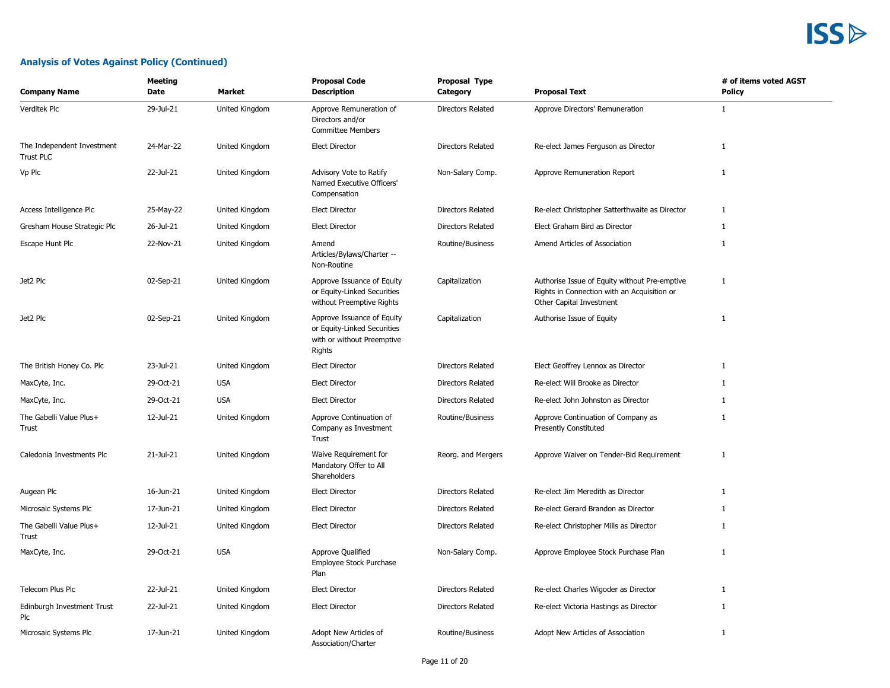## Analysis of Votes Against Policy (Continued)

| Company Name | Meeting Date | Market | Proposal Code Description | Proposal Type Category | Proposal Text | # of items voted AGST Policy |
|---|---|---|---|---|---|---|
| Verditek Plc | 29-Jul-21 | United Kingdom | Approve Remuneration of Directors and/or Committee Members | Directors Related | Approve Directors' Remuneration | 1 |
| The Independent Investment Trust PLC | 24-Mar-22 | United Kingdom | Elect Director | Directors Related | Re-elect James Ferguson as Director | 1 |
| Vp Plc | 22-Jul-21 | United Kingdom | Advisory Vote to Ratify Named Executive Officers' Compensation | Non-Salary Comp. | Approve Remuneration Report | 1 |
| Access Intelligence Plc | 25-May-22 | United Kingdom | Elect Director | Directors Related | Re-elect Christopher Satterthwaite as Director | 1 |
| Gresham House Strategic Plc | 26-Jul-21 | United Kingdom | Elect Director | Directors Related | Elect Graham Bird as Director | 1 |
| Escape Hunt Plc | 22-Nov-21 | United Kingdom | Amend Articles/Bylaws/Charter -- Non-Routine | Routine/Business | Amend Articles of Association | 1 |
| Jet2 Plc | 02-Sep-21 | United Kingdom | Approve Issuance of Equity or Equity-Linked Securities without Preemptive Rights | Capitalization | Authorise Issue of Equity without Pre-emptive Rights in Connection with an Acquisition or Other Capital Investment | 1 |
| Jet2 Plc | 02-Sep-21 | United Kingdom | Approve Issuance of Equity or Equity-Linked Securities with or without Preemptive Rights | Capitalization | Authorise Issue of Equity | 1 |
| The British Honey Co. Plc | 23-Jul-21 | United Kingdom | Elect Director | Directors Related | Elect Geoffrey Lennox as Director | 1 |
| MaxCyte, Inc. | 29-Oct-21 | USA | Elect Director | Directors Related | Re-elect Will Brooke as Director | 1 |
| MaxCyte, Inc. | 29-Oct-21 | USA | Elect Director | Directors Related | Re-elect John Johnston as Director | 1 |
| The Gabelli Value Plus+ Trust | 12-Jul-21 | United Kingdom | Approve Continuation of Company as Investment Trust | Routine/Business | Approve Continuation of Company as Presently Constituted | 1 |
| Caledonia Investments Plc | 21-Jul-21 | United Kingdom | Waive Requirement for Mandatory Offer to All Shareholders | Reorg. and Mergers | Approve Waiver on Tender-Bid Requirement | 1 |
| Augean Plc | 16-Jun-21 | United Kingdom | Elect Director | Directors Related | Re-elect Jim Meredith as Director | 1 |
| Microsaic Systems Plc | 17-Jun-21 | United Kingdom | Elect Director | Directors Related | Re-elect Gerard Brandon as Director | 1 |
| The Gabelli Value Plus+ Trust | 12-Jul-21 | United Kingdom | Elect Director | Directors Related | Re-elect Christopher Mills as Director | 1 |
| MaxCyte, Inc. | 29-Oct-21 | USA | Approve Qualified Employee Stock Purchase Plan | Non-Salary Comp. | Approve Employee Stock Purchase Plan | 1 |
| Telecom Plus Plc | 22-Jul-21 | United Kingdom | Elect Director | Directors Related | Re-elect Charles Wigoder as Director | 1 |
| Edinburgh Investment Trust Plc | 22-Jul-21 | United Kingdom | Elect Director | Directors Related | Re-elect Victoria Hastings as Director | 1 |
| Microsaic Systems Plc | 17-Jun-21 | United Kingdom | Adopt New Articles of Association/Charter | Routine/Business | Adopt New Articles of Association | 1 |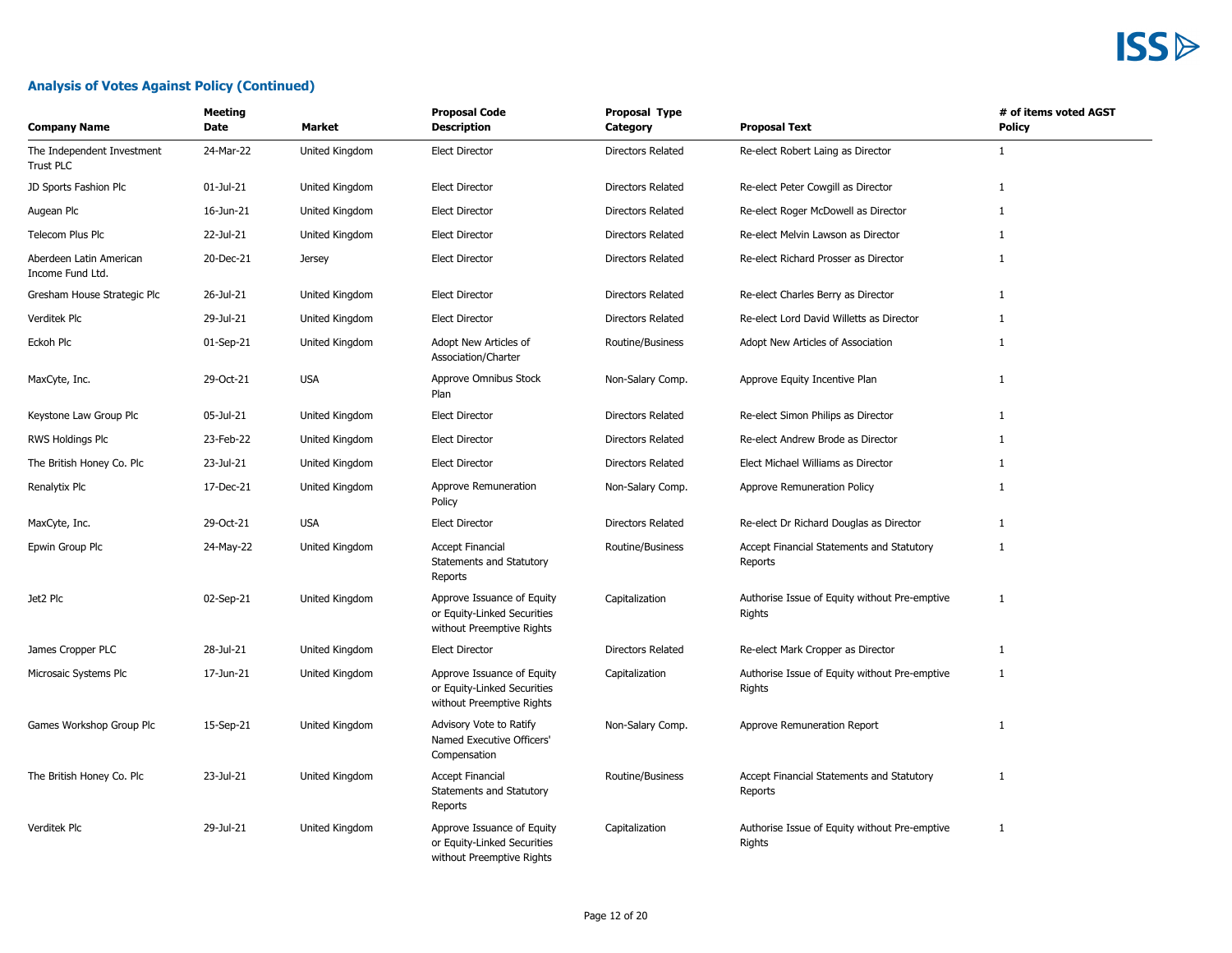## Analysis of Votes Against Policy (Continued)

| Company Name | Meeting Date | Market | Proposal Code Description | Proposal Type Category | Proposal Text | # of items voted AGST Policy |
|---|---|---|---|---|---|---|
| The Independent Investment Trust PLC | 24-Mar-22 | United Kingdom | Elect Director | Directors Related | Re-elect Robert Laing as Director | 1 |
| JD Sports Fashion Plc | 01-Jul-21 | United Kingdom | Elect Director | Directors Related | Re-elect Peter Cowgill as Director | 1 |
| Augean Plc | 16-Jun-21 | United Kingdom | Elect Director | Directors Related | Re-elect Roger McDowell as Director | 1 |
| Telecom Plus Plc | 22-Jul-21 | United Kingdom | Elect Director | Directors Related | Re-elect Melvin Lawson as Director | 1 |
| Aberdeen Latin American Income Fund Ltd. | 20-Dec-21 | Jersey | Elect Director | Directors Related | Re-elect Richard Prosser as Director | 1 |
| Gresham House Strategic Plc | 26-Jul-21 | United Kingdom | Elect Director | Directors Related | Re-elect Charles Berry as Director | 1 |
| Verditek Plc | 29-Jul-21 | United Kingdom | Elect Director | Directors Related | Re-elect Lord David Willetts as Director | 1 |
| Eckoh Plc | 01-Sep-21 | United Kingdom | Adopt New Articles of Association/Charter | Routine/Business | Adopt New Articles of Association | 1 |
| MaxCyte, Inc. | 29-Oct-21 | USA | Approve Omnibus Stock Plan | Non-Salary Comp. | Approve Equity Incentive Plan | 1 |
| Keystone Law Group Plc | 05-Jul-21 | United Kingdom | Elect Director | Directors Related | Re-elect Simon Philips as Director | 1 |
| RWS Holdings Plc | 23-Feb-22 | United Kingdom | Elect Director | Directors Related | Re-elect Andrew Brode as Director | 1 |
| The British Honey Co. Plc | 23-Jul-21 | United Kingdom | Elect Director | Directors Related | Elect Michael Williams as Director | 1 |
| Renalytix Plc | 17-Dec-21 | United Kingdom | Approve Remuneration Policy | Non-Salary Comp. | Approve Remuneration Policy | 1 |
| MaxCyte, Inc. | 29-Oct-21 | USA | Elect Director | Directors Related | Re-elect Dr Richard Douglas as Director | 1 |
| Epwin Group Plc | 24-May-22 | United Kingdom | Accept Financial Statements and Statutory Reports | Routine/Business | Accept Financial Statements and Statutory Reports | 1 |
| Jet2 Plc | 02-Sep-21 | United Kingdom | Approve Issuance of Equity or Equity-Linked Securities without Preemptive Rights | Capitalization | Authorise Issue of Equity without Pre-emptive Rights | 1 |
| James Cropper PLC | 28-Jul-21 | United Kingdom | Elect Director | Directors Related | Re-elect Mark Cropper as Director | 1 |
| Microsaic Systems Plc | 17-Jun-21 | United Kingdom | Approve Issuance of Equity or Equity-Linked Securities without Preemptive Rights | Capitalization | Authorise Issue of Equity without Pre-emptive Rights | 1 |
| Games Workshop Group Plc | 15-Sep-21 | United Kingdom | Advisory Vote to Ratify Named Executive Officers' Compensation | Non-Salary Comp. | Approve Remuneration Report | 1 |
| The British Honey Co. Plc | 23-Jul-21 | United Kingdom | Accept Financial Statements and Statutory Reports | Routine/Business | Accept Financial Statements and Statutory Reports | 1 |
| Verditek Plc | 29-Jul-21 | United Kingdom | Approve Issuance of Equity or Equity-Linked Securities without Preemptive Rights | Capitalization | Authorise Issue of Equity without Pre-emptive Rights | 1 |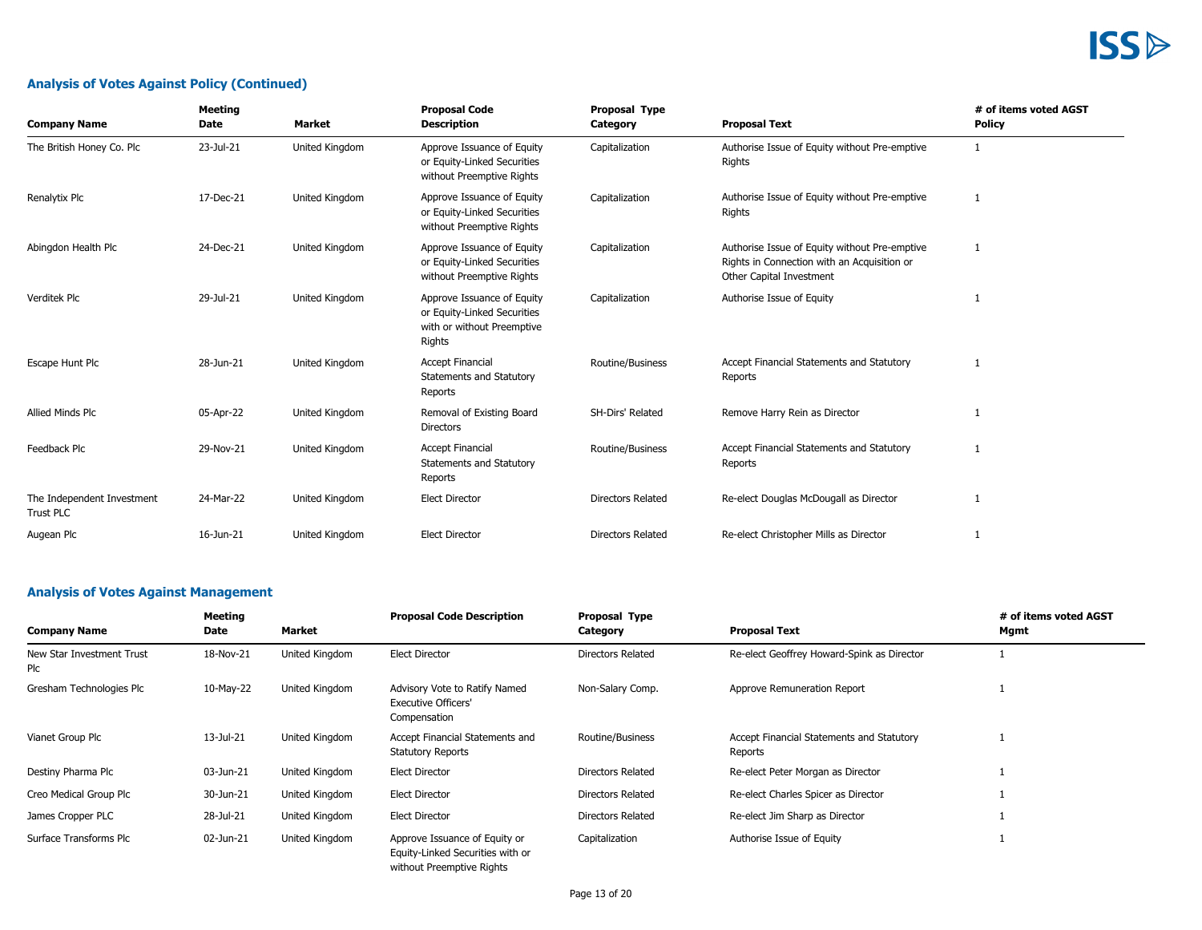## Analysis of Votes Against Policy (Continued)

| Company Name | Meeting Date | Market | Proposal Code Description | Proposal Type Category | Proposal Text | # of items voted AGST Policy |
|---|---|---|---|---|---|---|
| The British Honey Co. Plc | 23-Jul-21 | United Kingdom | Approve Issuance of Equity or Equity-Linked Securities without Preemptive Rights | Capitalization | Authorise Issue of Equity without Pre-emptive Rights | 1 |
| Renalytix Plc | 17-Dec-21 | United Kingdom | Approve Issuance of Equity or Equity-Linked Securities without Preemptive Rights | Capitalization | Authorise Issue of Equity without Pre-emptive Rights | 1 |
| Abingdon Health Plc | 24-Dec-21 | United Kingdom | Approve Issuance of Equity or Equity-Linked Securities without Preemptive Rights | Capitalization | Authorise Issue of Equity without Pre-emptive Rights in Connection with an Acquisition or Other Capital Investment | 1 |
| Verditek Plc | 29-Jul-21 | United Kingdom | Approve Issuance of Equity or Equity-Linked Securities with or without Preemptive Rights | Capitalization | Authorise Issue of Equity | 1 |
| Escape Hunt Plc | 28-Jun-21 | United Kingdom | Accept Financial Statements and Statutory Reports | Routine/Business | Accept Financial Statements and Statutory Reports | 1 |
| Allied Minds Plc | 05-Apr-22 | United Kingdom | Removal of Existing Board Directors | SH-Dirs' Related | Remove Harry Rein as Director | 1 |
| Feedback Plc | 29-Nov-21 | United Kingdom | Accept Financial Statements and Statutory Reports | Routine/Business | Accept Financial Statements and Statutory Reports | 1 |
| The Independent Investment Trust PLC | 24-Mar-22 | United Kingdom | Elect Director | Directors Related | Re-elect Douglas McDougall as Director | 1 |
| Augean Plc | 16-Jun-21 | United Kingdom | Elect Director | Directors Related | Re-elect Christopher Mills as Director | 1 |

## Analysis of Votes Against Management

| Company Name | Meeting Date | Market | Proposal Code Description | Proposal Type Category | Proposal Text | # of items voted AGST Mgmt |
|---|---|---|---|---|---|---|
| New Star Investment Trust Plc | 18-Nov-21 | United Kingdom | Elect Director | Directors Related | Re-elect Geoffrey Howard-Spink as Director | 1 |
| Gresham Technologies Plc | 10-May-22 | United Kingdom | Advisory Vote to Ratify Named Executive Officers' Compensation | Non-Salary Comp. | Approve Remuneration Report | 1 |
| Vianet Group Plc | 13-Jul-21 | United Kingdom | Accept Financial Statements and Statutory Reports | Routine/Business | Accept Financial Statements and Statutory Reports | 1 |
| Destiny Pharma Plc | 03-Jun-21 | United Kingdom | Elect Director | Directors Related | Re-elect Peter Morgan as Director | 1 |
| Creo Medical Group Plc | 30-Jun-21 | United Kingdom | Elect Director | Directors Related | Re-elect Charles Spicer as Director | 1 |
| James Cropper PLC | 28-Jul-21 | United Kingdom | Elect Director | Directors Related | Re-elect Jim Sharp as Director | 1 |
| Surface Transforms Plc | 02-Jun-21 | United Kingdom | Approve Issuance of Equity or Equity-Linked Securities with or without Preemptive Rights | Capitalization | Authorise Issue of Equity | 1 |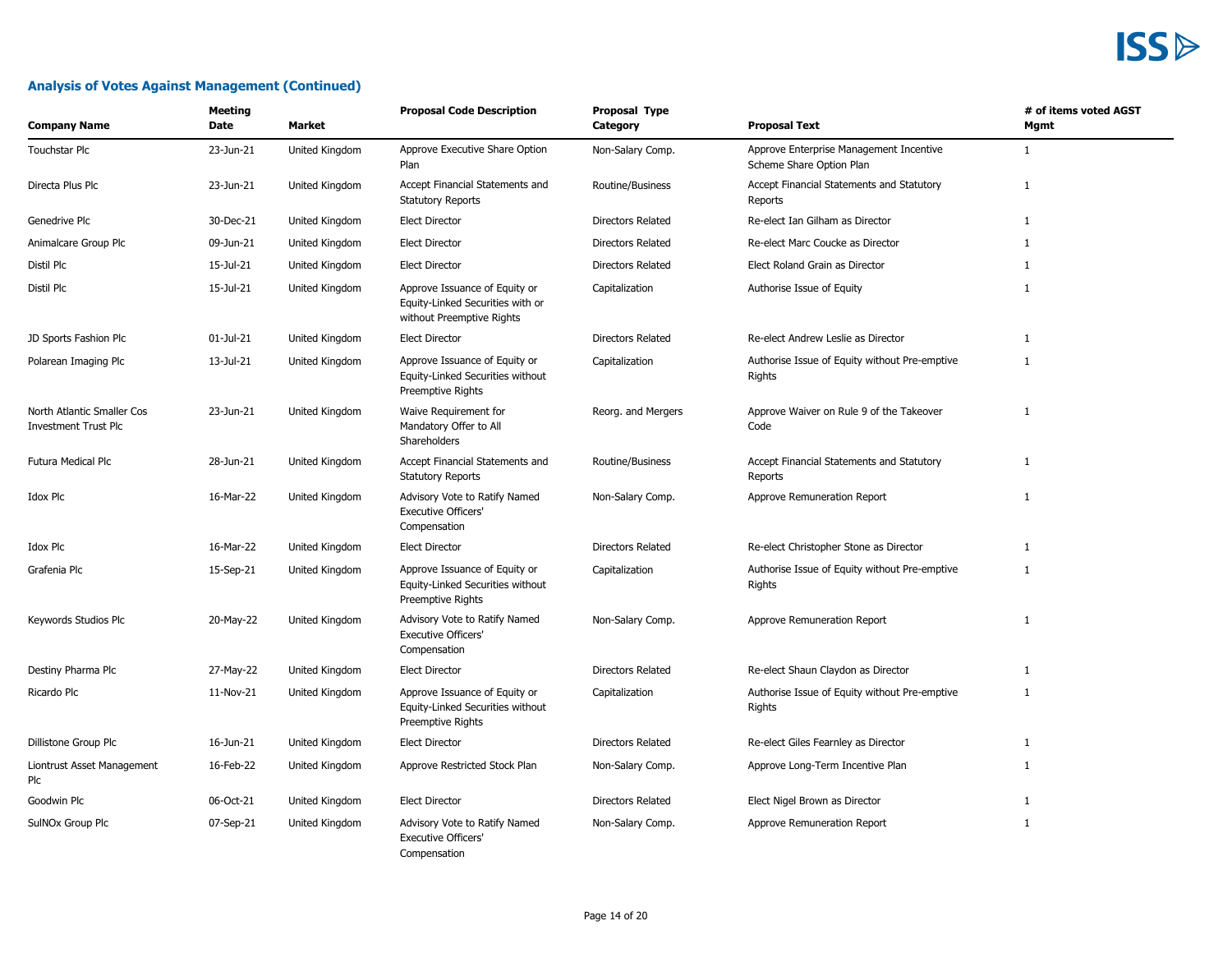## Analysis of Votes Against Management (Continued)

| Company Name | Meeting Date | Market | Proposal Code Description | Proposal Type Category | Proposal Text | # of items voted AGST Mgmt |
|---|---|---|---|---|---|---|
| Touchstar Plc | 23-Jun-21 | United Kingdom | Approve Executive Share Option Plan | Non-Salary Comp. | Approve Enterprise Management Incentive Scheme Share Option Plan | 1 |
| Directa Plus Plc | 23-Jun-21 | United Kingdom | Accept Financial Statements and Statutory Reports | Routine/Business | Accept Financial Statements and Statutory Reports | 1 |
| Genedrive Plc | 30-Dec-21 | United Kingdom | Elect Director | Directors Related | Re-elect Ian Gilham as Director | 1 |
| Animalcare Group Plc | 09-Jun-21 | United Kingdom | Elect Director | Directors Related | Re-elect Marc Coucke as Director | 1 |
| Distil Plc | 15-Jul-21 | United Kingdom | Elect Director | Directors Related | Elect Roland Grain as Director | 1 |
| Distil Plc | 15-Jul-21 | United Kingdom | Approve Issuance of Equity or Equity-Linked Securities with or without Preemptive Rights | Capitalization | Authorise Issue of Equity | 1 |
| JD Sports Fashion Plc | 01-Jul-21 | United Kingdom | Elect Director | Directors Related | Re-elect Andrew Leslie as Director | 1 |
| Polarean Imaging Plc | 13-Jul-21 | United Kingdom | Approve Issuance of Equity or Equity-Linked Securities without Preemptive Rights | Capitalization | Authorise Issue of Equity without Pre-emptive Rights | 1 |
| North Atlantic Smaller Cos Investment Trust Plc | 23-Jun-21 | United Kingdom | Waive Requirement for Mandatory Offer to All Shareholders | Reorg. and Mergers | Approve Waiver on Rule 9 of the Takeover Code | 1 |
| Futura Medical Plc | 28-Jun-21 | United Kingdom | Accept Financial Statements and Statutory Reports | Routine/Business | Accept Financial Statements and Statutory Reports | 1 |
| Idox Plc | 16-Mar-22 | United Kingdom | Advisory Vote to Ratify Named Executive Officers' Compensation | Non-Salary Comp. | Approve Remuneration Report | 1 |
| Idox Plc | 16-Mar-22 | United Kingdom | Elect Director | Directors Related | Re-elect Christopher Stone as Director | 1 |
| Grafenia Plc | 15-Sep-21 | United Kingdom | Approve Issuance of Equity or Equity-Linked Securities without Preemptive Rights | Capitalization | Authorise Issue of Equity without Pre-emptive Rights | 1 |
| Keywords Studios Plc | 20-May-22 | United Kingdom | Advisory Vote to Ratify Named Executive Officers' Compensation | Non-Salary Comp. | Approve Remuneration Report | 1 |
| Destiny Pharma Plc | 27-May-22 | United Kingdom | Elect Director | Directors Related | Re-elect Shaun Claydon as Director | 1 |
| Ricardo Plc | 11-Nov-21 | United Kingdom | Approve Issuance of Equity or Equity-Linked Securities without Preemptive Rights | Capitalization | Authorise Issue of Equity without Pre-emptive Rights | 1 |
| Dillistone Group Plc | 16-Jun-21 | United Kingdom | Elect Director | Directors Related | Re-elect Giles Fearnley as Director | 1 |
| Liontrust Asset Management Plc | 16-Feb-22 | United Kingdom | Approve Restricted Stock Plan | Non-Salary Comp. | Approve Long-Term Incentive Plan | 1 |
| Goodwin Plc | 06-Oct-21 | United Kingdom | Elect Director | Directors Related | Elect Nigel Brown as Director | 1 |
| SulNOx Group Plc | 07-Sep-21 | United Kingdom | Advisory Vote to Ratify Named Executive Officers' Compensation | Non-Salary Comp. | Approve Remuneration Report | 1 |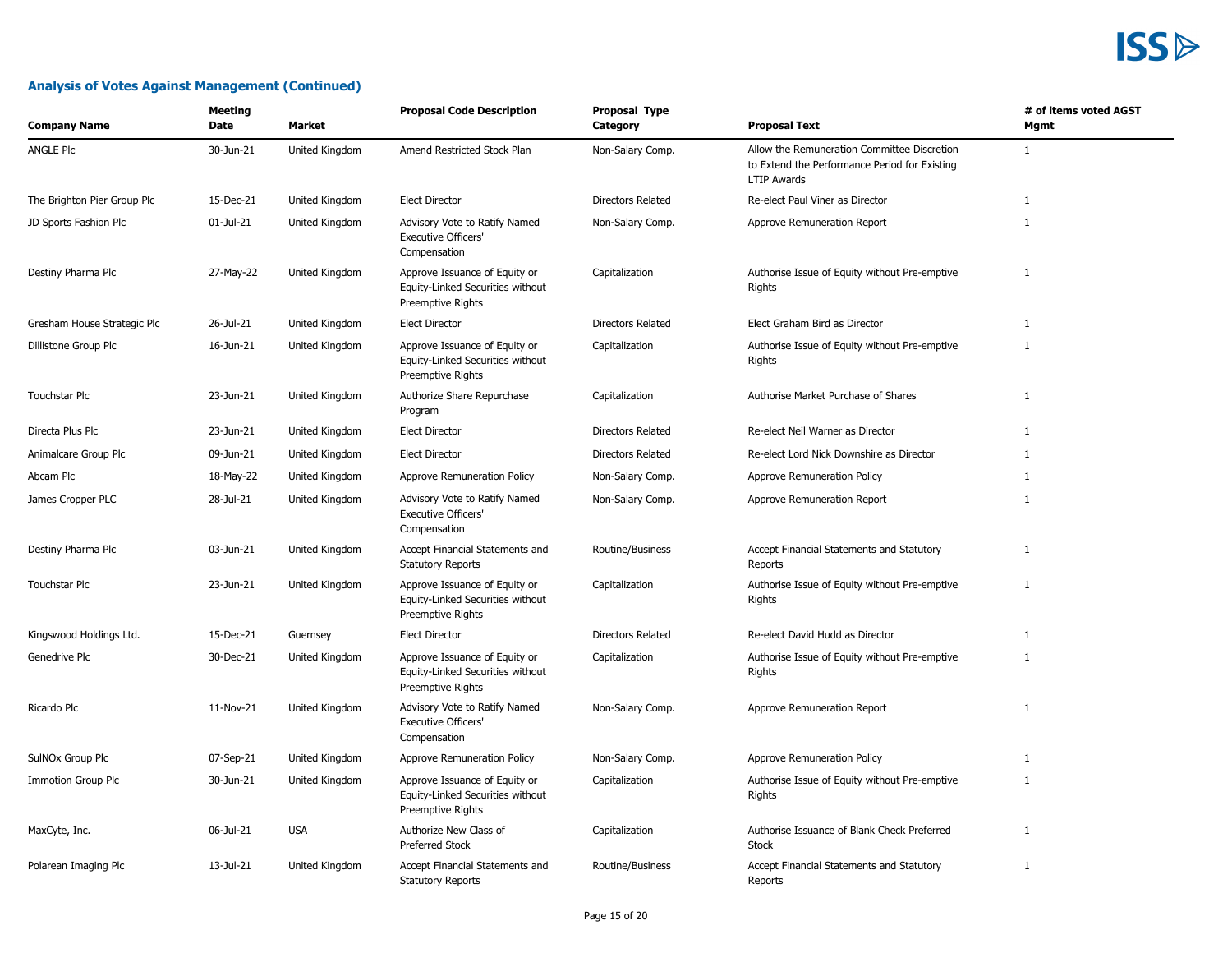## Analysis of Votes Against Management (Continued)

| Company Name | Meeting Date | Market | Proposal Code Description | Proposal Type Category | Proposal Text | # of items voted AGST Mgmt |
|---|---|---|---|---|---|---|
| ANGLE Plc | 30-Jun-21 | United Kingdom | Amend Restricted Stock Plan | Non-Salary Comp. | Allow the Remuneration Committee Discretion to Extend the Performance Period for Existing LTIP Awards | 1 |
| The Brighton Pier Group Plc | 15-Dec-21 | United Kingdom | Elect Director | Directors Related | Re-elect Paul Viner as Director | 1 |
| JD Sports Fashion Plc | 01-Jul-21 | United Kingdom | Advisory Vote to Ratify Named Executive Officers' Compensation | Non-Salary Comp. | Approve Remuneration Report | 1 |
| Destiny Pharma Plc | 27-May-22 | United Kingdom | Approve Issuance of Equity or Equity-Linked Securities without Preemptive Rights | Capitalization | Authorise Issue of Equity without Pre-emptive Rights | 1 |
| Gresham House Strategic Plc | 26-Jul-21 | United Kingdom | Elect Director | Directors Related | Elect Graham Bird as Director | 1 |
| Dillistone Group Plc | 16-Jun-21 | United Kingdom | Approve Issuance of Equity or Equity-Linked Securities without Preemptive Rights | Capitalization | Authorise Issue of Equity without Pre-emptive Rights | 1 |
| Touchstar Plc | 23-Jun-21 | United Kingdom | Authorize Share Repurchase Program | Capitalization | Authorise Market Purchase of Shares | 1 |
| Directa Plus Plc | 23-Jun-21 | United Kingdom | Elect Director | Directors Related | Re-elect Neil Warner as Director | 1 |
| Animalcare Group Plc | 09-Jun-21 | United Kingdom | Elect Director | Directors Related | Re-elect Lord Nick Downshire as Director | 1 |
| Abcam Plc | 18-May-22 | United Kingdom | Approve Remuneration Policy | Non-Salary Comp. | Approve Remuneration Policy | 1 |
| James Cropper PLC | 28-Jul-21 | United Kingdom | Advisory Vote to Ratify Named Executive Officers' Compensation | Non-Salary Comp. | Approve Remuneration Report | 1 |
| Destiny Pharma Plc | 03-Jun-21 | United Kingdom | Accept Financial Statements and Statutory Reports | Routine/Business | Accept Financial Statements and Statutory Reports | 1 |
| Touchstar Plc | 23-Jun-21 | United Kingdom | Approve Issuance of Equity or Equity-Linked Securities without Preemptive Rights | Capitalization | Authorise Issue of Equity without Pre-emptive Rights | 1 |
| Kingswood Holdings Ltd. | 15-Dec-21 | Guernsey | Elect Director | Directors Related | Re-elect David Hudd as Director | 1 |
| Genedrive Plc | 30-Dec-21 | United Kingdom | Approve Issuance of Equity or Equity-Linked Securities without Preemptive Rights | Capitalization | Authorise Issue of Equity without Pre-emptive Rights | 1 |
| Ricardo Plc | 11-Nov-21 | United Kingdom | Advisory Vote to Ratify Named Executive Officers' Compensation | Non-Salary Comp. | Approve Remuneration Report | 1 |
| SulNOx Group Plc | 07-Sep-21 | United Kingdom | Approve Remuneration Policy | Non-Salary Comp. | Approve Remuneration Policy | 1 |
| Immotion Group Plc | 30-Jun-21 | United Kingdom | Approve Issuance of Equity or Equity-Linked Securities without Preemptive Rights | Capitalization | Authorise Issue of Equity without Pre-emptive Rights | 1 |
| MaxCyte, Inc. | 06-Jul-21 | USA | Authorize New Class of Preferred Stock | Capitalization | Authorise Issuance of Blank Check Preferred Stock | 1 |
| Polarean Imaging Plc | 13-Jul-21 | United Kingdom | Accept Financial Statements and Statutory Reports | Routine/Business | Accept Financial Statements and Statutory Reports | 1 |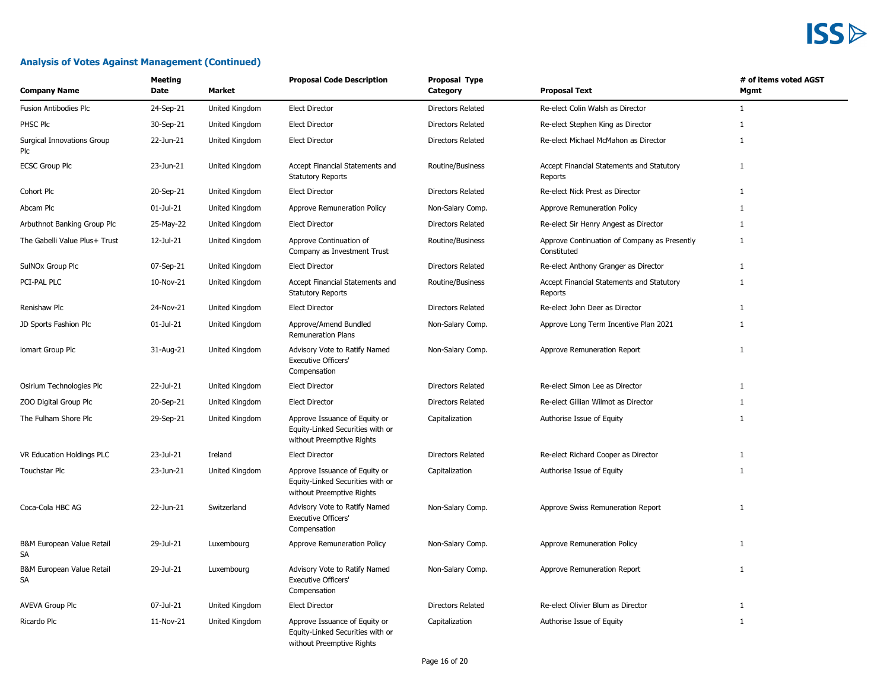## Analysis of Votes Against Management (Continued)

| Company Name | Meeting Date | Market | Proposal Code Description | Proposal Type Category | Proposal Text | # of items voted AGST Mgmt |
|---|---|---|---|---|---|---|
| Fusion Antibodies Plc | 24-Sep-21 | United Kingdom | Elect Director | Directors Related | Re-elect Colin Walsh as Director | 1 |
| PHSC Plc | 30-Sep-21 | United Kingdom | Elect Director | Directors Related | Re-elect Stephen King as Director | 1 |
| Surgical Innovations Group Plc | 22-Jun-21 | United Kingdom | Elect Director | Directors Related | Re-elect Michael McMahon as Director | 1 |
| ECSC Group Plc | 23-Jun-21 | United Kingdom | Accept Financial Statements and Statutory Reports | Routine/Business | Accept Financial Statements and Statutory Reports | 1 |
| Cohort Plc | 20-Sep-21 | United Kingdom | Elect Director | Directors Related | Re-elect Nick Prest as Director | 1 |
| Abcam Plc | 01-Jul-21 | United Kingdom | Approve Remuneration Policy | Non-Salary Comp. | Approve Remuneration Policy | 1 |
| Arbuthnot Banking Group Plc | 25-May-22 | United Kingdom | Elect Director | Directors Related | Re-elect Sir Henry Angest as Director | 1 |
| The Gabelli Value Plus+ Trust | 12-Jul-21 | United Kingdom | Approve Continuation of Company as Investment Trust | Routine/Business | Approve Continuation of Company as Presently Constituted | 1 |
| SulNOx Group Plc | 07-Sep-21 | United Kingdom | Elect Director | Directors Related | Re-elect Anthony Granger as Director | 1 |
| PCI-PAL PLC | 10-Nov-21 | United Kingdom | Accept Financial Statements and Statutory Reports | Routine/Business | Accept Financial Statements and Statutory Reports | 1 |
| Renishaw Plc | 24-Nov-21 | United Kingdom | Elect Director | Directors Related | Re-elect John Deer as Director | 1 |
| JD Sports Fashion Plc | 01-Jul-21 | United Kingdom | Approve/Amend Bundled Remuneration Plans | Non-Salary Comp. | Approve Long Term Incentive Plan 2021 | 1 |
| iomart Group Plc | 31-Aug-21 | United Kingdom | Advisory Vote to Ratify Named Executive Officers' Compensation | Non-Salary Comp. | Approve Remuneration Report | 1 |
| Osirium Technologies Plc | 22-Jul-21 | United Kingdom | Elect Director | Directors Related | Re-elect Simon Lee as Director | 1 |
| ZOO Digital Group Plc | 20-Sep-21 | United Kingdom | Elect Director | Directors Related | Re-elect Gillian Wilmot as Director | 1 |
| The Fulham Shore Plc | 29-Sep-21 | United Kingdom | Approve Issuance of Equity or Equity-Linked Securities with or without Preemptive Rights | Capitalization | Authorise Issue of Equity | 1 |
| VR Education Holdings PLC | 23-Jul-21 | Ireland | Elect Director | Directors Related | Re-elect Richard Cooper as Director | 1 |
| Touchstar Plc | 23-Jun-21 | United Kingdom | Approve Issuance of Equity or Equity-Linked Securities with or without Preemptive Rights | Capitalization | Authorise Issue of Equity | 1 |
| Coca-Cola HBC AG | 22-Jun-21 | Switzerland | Advisory Vote to Ratify Named Executive Officers' Compensation | Non-Salary Comp. | Approve Swiss Remuneration Report | 1 |
| B&M European Value Retail SA | 29-Jul-21 | Luxembourg | Approve Remuneration Policy | Non-Salary Comp. | Approve Remuneration Policy | 1 |
| B&M European Value Retail SA | 29-Jul-21 | Luxembourg | Advisory Vote to Ratify Named Executive Officers' Compensation | Non-Salary Comp. | Approve Remuneration Report | 1 |
| AVEVA Group Plc | 07-Jul-21 | United Kingdom | Elect Director | Directors Related | Re-elect Olivier Blum as Director | 1 |
| Ricardo Plc | 11-Nov-21 | United Kingdom | Approve Issuance of Equity or Equity-Linked Securities with or without Preemptive Rights | Capitalization | Authorise Issue of Equity | 1 |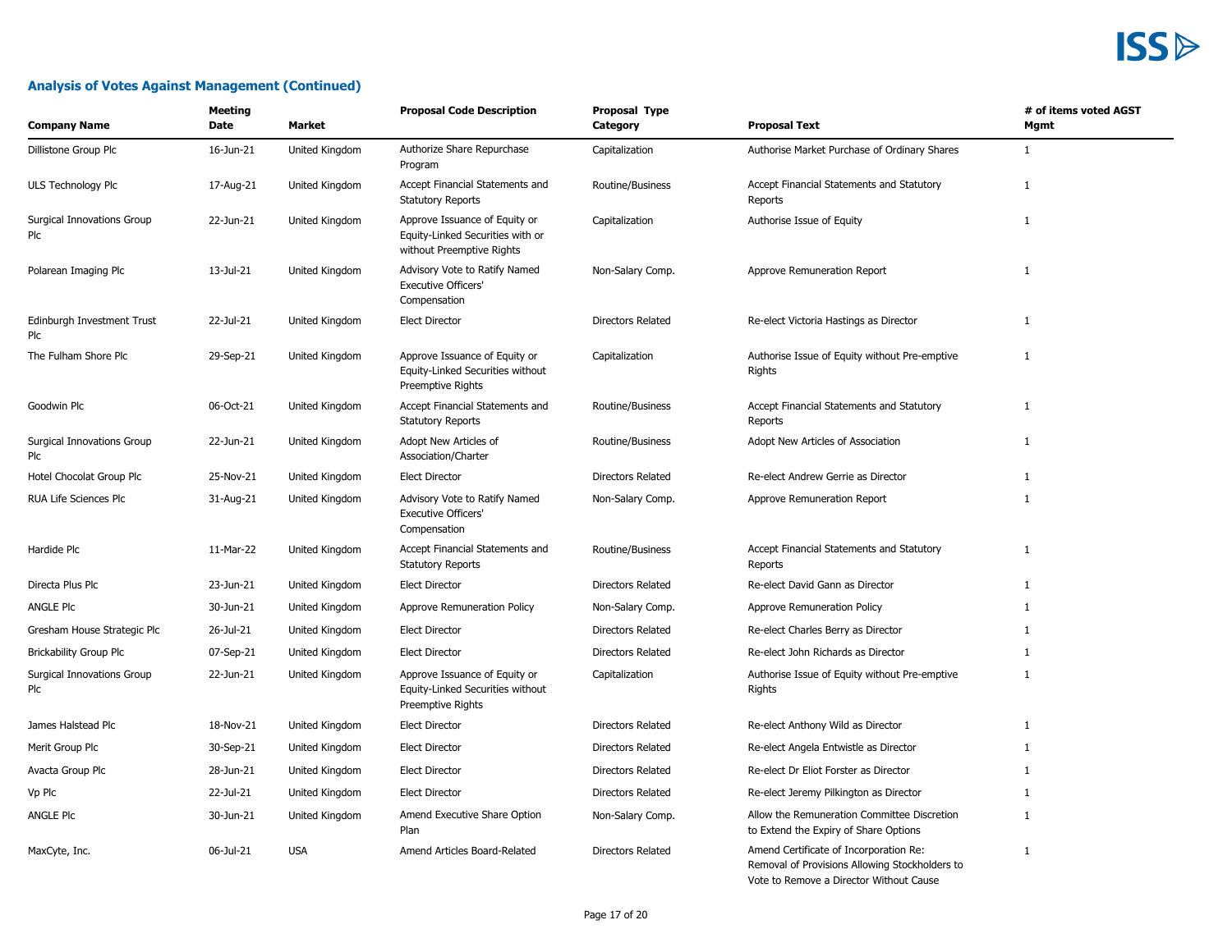## Analysis of Votes Against Management (Continued)

| Company Name | Meeting Date | Market | Proposal Code Description | Proposal Type Category | Proposal Text | # of items voted AGST Mgmt |
|---|---|---|---|---|---|---|
| Dillistone Group Plc | 16-Jun-21 | United Kingdom | Authorize Share Repurchase Program | Capitalization | Authorise Market Purchase of Ordinary Shares | 1 |
| ULS Technology Plc | 17-Aug-21 | United Kingdom | Accept Financial Statements and Statutory Reports | Routine/Business | Accept Financial Statements and Statutory Reports | 1 |
| Surgical Innovations Group Plc | 22-Jun-21 | United Kingdom | Approve Issuance of Equity or Equity-Linked Securities with or without Preemptive Rights | Capitalization | Authorise Issue of Equity | 1 |
| Polarean Imaging Plc | 13-Jul-21 | United Kingdom | Advisory Vote to Ratify Named Executive Officers' Compensation | Non-Salary Comp. | Approve Remuneration Report | 1 |
| Edinburgh Investment Trust Plc | 22-Jul-21 | United Kingdom | Elect Director | Directors Related | Re-elect Victoria Hastings as Director | 1 |
| The Fulham Shore Plc | 29-Sep-21 | United Kingdom | Approve Issuance of Equity or Equity-Linked Securities without Preemptive Rights | Capitalization | Authorise Issue of Equity without Pre-emptive Rights | 1 |
| Goodwin Plc | 06-Oct-21 | United Kingdom | Accept Financial Statements and Statutory Reports | Routine/Business | Accept Financial Statements and Statutory Reports | 1 |
| Surgical Innovations Group Plc | 22-Jun-21 | United Kingdom | Adopt New Articles of Association/Charter | Routine/Business | Adopt New Articles of Association | 1 |
| Hotel Chocolat Group Plc | 25-Nov-21 | United Kingdom | Elect Director | Directors Related | Re-elect Andrew Gerrie as Director | 1 |
| RUA Life Sciences Plc | 31-Aug-21 | United Kingdom | Advisory Vote to Ratify Named Executive Officers' Compensation | Non-Salary Comp. | Approve Remuneration Report | 1 |
| Hardide Plc | 11-Mar-22 | United Kingdom | Accept Financial Statements and Statutory Reports | Routine/Business | Accept Financial Statements and Statutory Reports | 1 |
| Directa Plus Plc | 23-Jun-21 | United Kingdom | Elect Director | Directors Related | Re-elect David Gann as Director | 1 |
| ANGLE Plc | 30-Jun-21 | United Kingdom | Approve Remuneration Policy | Non-Salary Comp. | Approve Remuneration Policy | 1 |
| Gresham House Strategic Plc | 26-Jul-21 | United Kingdom | Elect Director | Directors Related | Re-elect Charles Berry as Director | 1 |
| Brickability Group Plc | 07-Sep-21 | United Kingdom | Elect Director | Directors Related | Re-elect John Richards as Director | 1 |
| Surgical Innovations Group Plc | 22-Jun-21 | United Kingdom | Approve Issuance of Equity or Equity-Linked Securities without Preemptive Rights | Capitalization | Authorise Issue of Equity without Pre-emptive Rights | 1 |
| James Halstead Plc | 18-Nov-21 | United Kingdom | Elect Director | Directors Related | Re-elect Anthony Wild as Director | 1 |
| Merit Group Plc | 30-Sep-21 | United Kingdom | Elect Director | Directors Related | Re-elect Angela Entwistle as Director | 1 |
| Avacta Group Plc | 28-Jun-21 | United Kingdom | Elect Director | Directors Related | Re-elect Dr Eliot Forster as Director | 1 |
| Vp Plc | 22-Jul-21 | United Kingdom | Elect Director | Directors Related | Re-elect Jeremy Pilkington as Director | 1 |
| ANGLE Plc | 30-Jun-21 | United Kingdom | Amend Executive Share Option Plan | Non-Salary Comp. | Allow the Remuneration Committee Discretion to Extend the Expiry of Share Options | 1 |
| MaxCyte, Inc. | 06-Jul-21 | USA | Amend Articles Board-Related | Directors Related | Amend Certificate of Incorporation Re: Removal of Provisions Allowing Stockholders to Vote to Remove a Director Without Cause | 1 |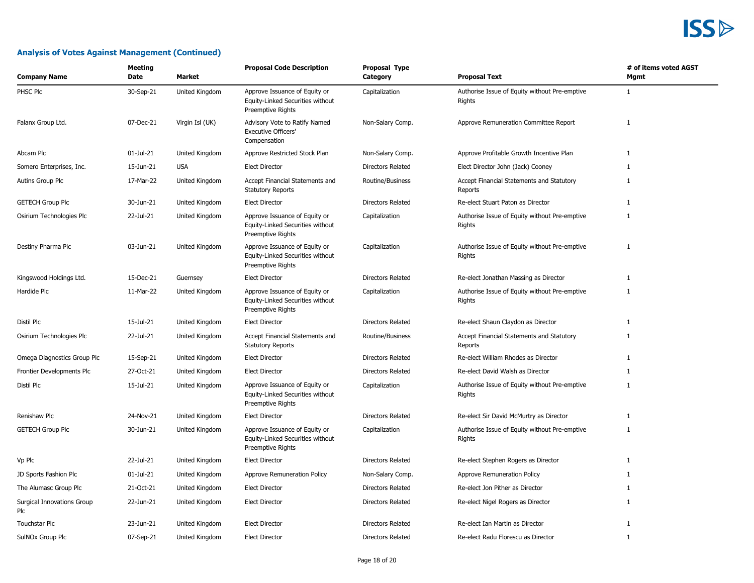## Analysis of Votes Against Management (Continued)

| Company Name | Meeting Date | Market | Proposal Code Description | Proposal Type Category | Proposal Text | # of items voted AGST Mgmt |
|---|---|---|---|---|---|---|
| PHSC Plc | 30-Sep-21 | United Kingdom | Approve Issuance of Equity or Equity-Linked Securities without Preemptive Rights | Capitalization | Authorise Issue of Equity without Pre-emptive Rights | 1 |
| Falanx Group Ltd. | 07-Dec-21 | Virgin Isl (UK) | Advisory Vote to Ratify Named Executive Officers' Compensation | Non-Salary Comp. | Approve Remuneration Committee Report | 1 |
| Abcam Plc | 01-Jul-21 | United Kingdom | Approve Restricted Stock Plan | Non-Salary Comp. | Approve Profitable Growth Incentive Plan | 1 |
| Somero Enterprises, Inc. | 15-Jun-21 | USA | Elect Director | Directors Related | Elect Director John (Jack) Cooney | 1 |
| Autins Group Plc | 17-Mar-22 | United Kingdom | Accept Financial Statements and Statutory Reports | Routine/Business | Accept Financial Statements and Statutory Reports | 1 |
| GETECH Group Plc | 30-Jun-21 | United Kingdom | Elect Director | Directors Related | Re-elect Stuart Paton as Director | 1 |
| Osirium Technologies Plc | 22-Jul-21 | United Kingdom | Approve Issuance of Equity or Equity-Linked Securities without Preemptive Rights | Capitalization | Authorise Issue of Equity without Pre-emptive Rights | 1 |
| Destiny Pharma Plc | 03-Jun-21 | United Kingdom | Approve Issuance of Equity or Equity-Linked Securities without Preemptive Rights | Capitalization | Authorise Issue of Equity without Pre-emptive Rights | 1 |
| Kingswood Holdings Ltd. | 15-Dec-21 | Guernsey | Elect Director | Directors Related | Re-elect Jonathan Massing as Director | 1 |
| Hardide Plc | 11-Mar-22 | United Kingdom | Approve Issuance of Equity or Equity-Linked Securities without Preemptive Rights | Capitalization | Authorise Issue of Equity without Pre-emptive Rights | 1 |
| Distil Plc | 15-Jul-21 | United Kingdom | Elect Director | Directors Related | Re-elect Shaun Claydon as Director | 1 |
| Osirium Technologies Plc | 22-Jul-21 | United Kingdom | Accept Financial Statements and Statutory Reports | Routine/Business | Accept Financial Statements and Statutory Reports | 1 |
| Omega Diagnostics Group Plc | 15-Sep-21 | United Kingdom | Elect Director | Directors Related | Re-elect William Rhodes as Director | 1 |
| Frontier Developments Plc | 27-Oct-21 | United Kingdom | Elect Director | Directors Related | Re-elect David Walsh as Director | 1 |
| Distil Plc | 15-Jul-21 | United Kingdom | Approve Issuance of Equity or Equity-Linked Securities without Preemptive Rights | Capitalization | Authorise Issue of Equity without Pre-emptive Rights | 1 |
| Renishaw Plc | 24-Nov-21 | United Kingdom | Elect Director | Directors Related | Re-elect Sir David McMurtry as Director | 1 |
| GETECH Group Plc | 30-Jun-21 | United Kingdom | Approve Issuance of Equity or Equity-Linked Securities without Preemptive Rights | Capitalization | Authorise Issue of Equity without Pre-emptive Rights | 1 |
| Vp Plc | 22-Jul-21 | United Kingdom | Elect Director | Directors Related | Re-elect Stephen Rogers as Director | 1 |
| JD Sports Fashion Plc | 01-Jul-21 | United Kingdom | Approve Remuneration Policy | Non-Salary Comp. | Approve Remuneration Policy | 1 |
| The Alumasc Group Plc | 21-Oct-21 | United Kingdom | Elect Director | Directors Related | Re-elect Jon Pither as Director | 1 |
| Surgical Innovations Group Plc | 22-Jun-21 | United Kingdom | Elect Director | Directors Related | Re-elect Nigel Rogers as Director | 1 |
| Touchstar Plc | 23-Jun-21 | United Kingdom | Elect Director | Directors Related | Re-elect Ian Martin as Director | 1 |
| SulNOx Group Plc | 07-Sep-21 | United Kingdom | Elect Director | Directors Related | Re-elect Radu Florescu as Director | 1 |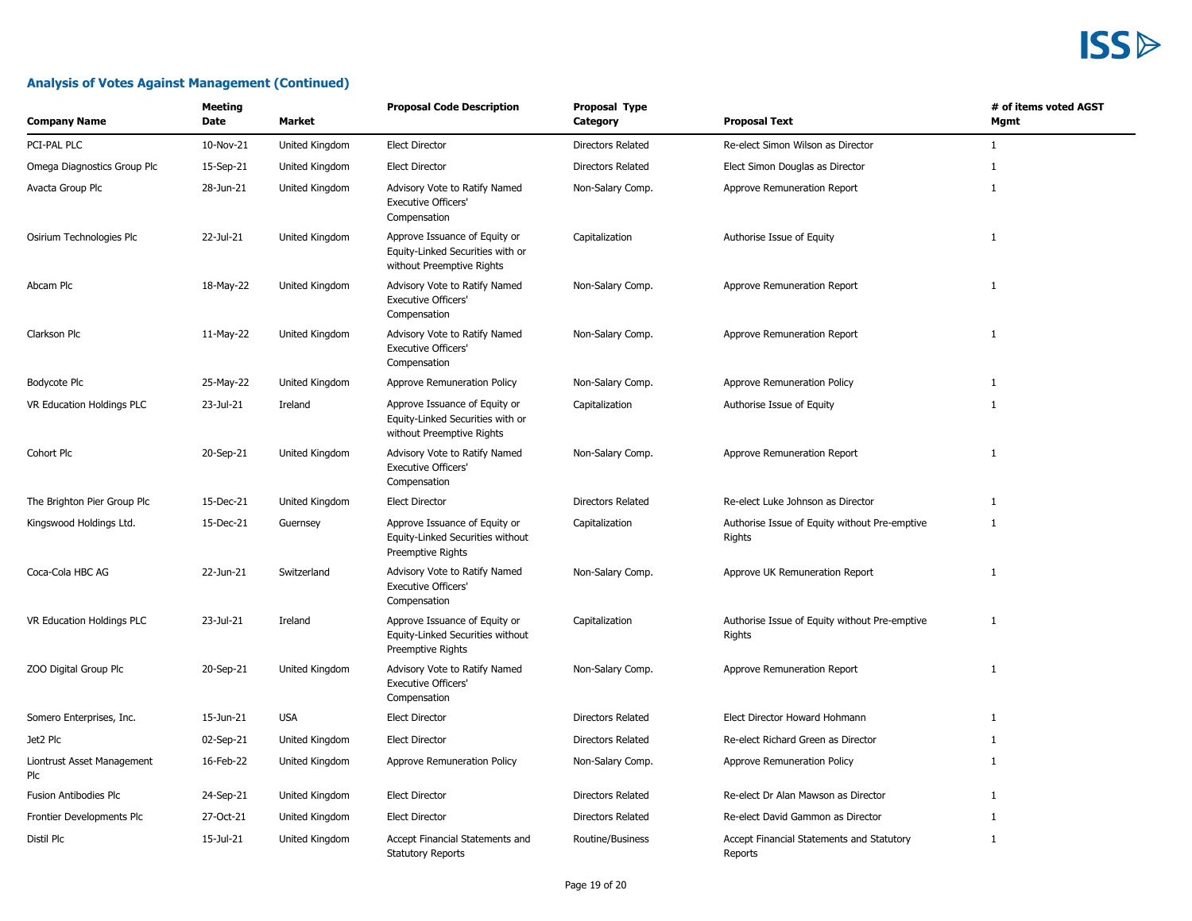### Analysis of Votes Against Management (Continued)

| Company Name | Meeting Date | Market | Proposal Code Description | Proposal Type Category | Proposal Text | # of items voted AGST Mgmt |
|---|---|---|---|---|---|---|
| PCI-PAL PLC | 10-Nov-21 | United Kingdom | Elect Director | Directors Related | Re-elect Simon Wilson as Director | 1 |
| Omega Diagnostics Group Plc | 15-Sep-21 | United Kingdom | Elect Director | Directors Related | Elect Simon Douglas as Director | 1 |
| Avacta Group Plc | 28-Jun-21 | United Kingdom | Advisory Vote to Ratify Named Executive Officers' Compensation | Non-Salary Comp. | Approve Remuneration Report | 1 |
| Osirium Technologies Plc | 22-Jul-21 | United Kingdom | Approve Issuance of Equity or Equity-Linked Securities with or without Preemptive Rights | Capitalization | Authorise Issue of Equity | 1 |
| Abcam Plc | 18-May-22 | United Kingdom | Advisory Vote to Ratify Named Executive Officers' Compensation | Non-Salary Comp. | Approve Remuneration Report | 1 |
| Clarkson Plc | 11-May-22 | United Kingdom | Advisory Vote to Ratify Named Executive Officers' Compensation | Non-Salary Comp. | Approve Remuneration Report | 1 |
| Bodycote Plc | 25-May-22 | United Kingdom | Approve Remuneration Policy | Non-Salary Comp. | Approve Remuneration Policy | 1 |
| VR Education Holdings PLC | 23-Jul-21 | Ireland | Approve Issuance of Equity or Equity-Linked Securities with or without Preemptive Rights | Capitalization | Authorise Issue of Equity | 1 |
| Cohort Plc | 20-Sep-21 | United Kingdom | Advisory Vote to Ratify Named Executive Officers' Compensation | Non-Salary Comp. | Approve Remuneration Report | 1 |
| The Brighton Pier Group Plc | 15-Dec-21 | United Kingdom | Elect Director | Directors Related | Re-elect Luke Johnson as Director | 1 |
| Kingswood Holdings Ltd. | 15-Dec-21 | Guernsey | Approve Issuance of Equity or Equity-Linked Securities without Preemptive Rights | Capitalization | Authorise Issue of Equity without Pre-emptive Rights | 1 |
| Coca-Cola HBC AG | 22-Jun-21 | Switzerland | Advisory Vote to Ratify Named Executive Officers' Compensation | Non-Salary Comp. | Approve UK Remuneration Report | 1 |
| VR Education Holdings PLC | 23-Jul-21 | Ireland | Approve Issuance of Equity or Equity-Linked Securities without Preemptive Rights | Capitalization | Authorise Issue of Equity without Pre-emptive Rights | 1 |
| ZOO Digital Group Plc | 20-Sep-21 | United Kingdom | Advisory Vote to Ratify Named Executive Officers' Compensation | Non-Salary Comp. | Approve Remuneration Report | 1 |
| Somero Enterprises, Inc. | 15-Jun-21 | USA | Elect Director | Directors Related | Elect Director Howard Hohmann | 1 |
| Jet2 Plc | 02-Sep-21 | United Kingdom | Elect Director | Directors Related | Re-elect Richard Green as Director | 1 |
| Liontrust Asset Management Plc | 16-Feb-22 | United Kingdom | Approve Remuneration Policy | Non-Salary Comp. | Approve Remuneration Policy | 1 |
| Fusion Antibodies Plc | 24-Sep-21 | United Kingdom | Elect Director | Directors Related | Re-elect Dr Alan Mawson as Director | 1 |
| Frontier Developments Plc | 27-Oct-21 | United Kingdom | Elect Director | Directors Related | Re-elect David Gammon as Director | 1 |
| Distil Plc | 15-Jul-21 | United Kingdom | Accept Financial Statements and Statutory Reports | Routine/Business | Accept Financial Statements and Statutory Reports | 1 |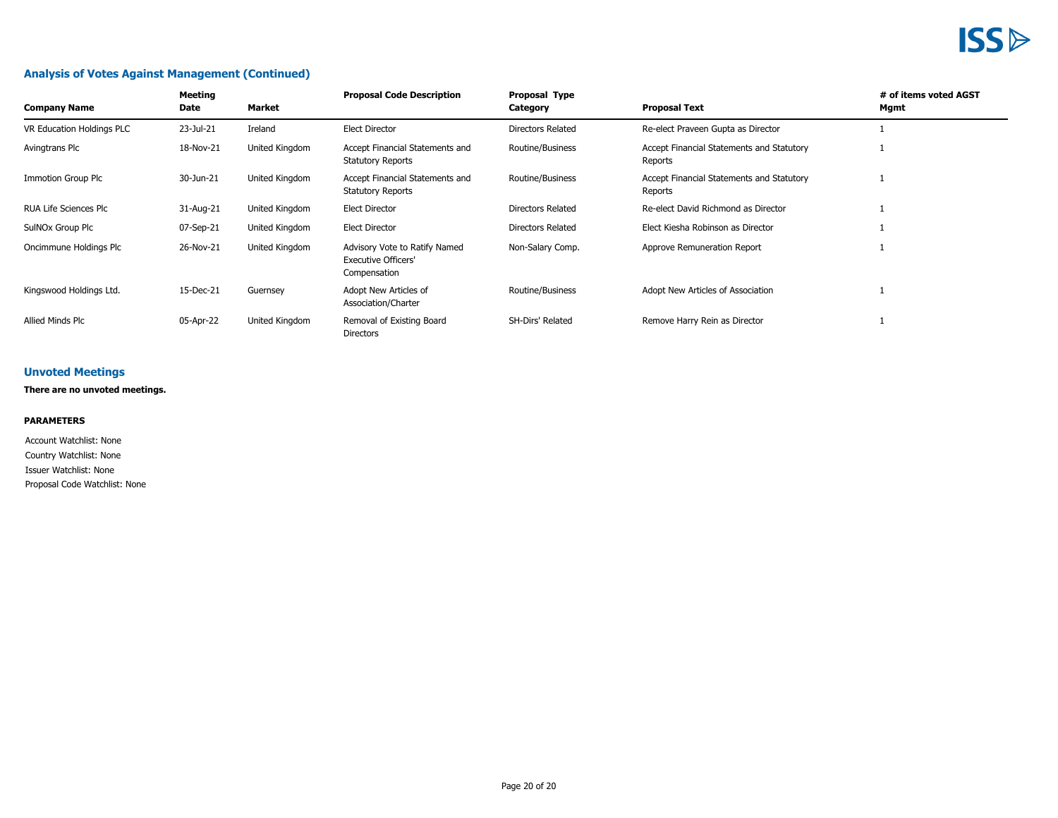## Analysis of Votes Against Management (Continued)

| Company Name | Meeting Date | Market | Proposal Code Description | Proposal Type Category | Proposal Text | # of items voted AGST Mgmt |
|---|---|---|---|---|---|---|
| VR Education Holdings PLC | 23-Jul-21 | Ireland | Elect Director | Directors Related | Re-elect Praveen Gupta as Director | 1 |
| Avingtrans Plc | 18-Nov-21 | United Kingdom | Accept Financial Statements and Statutory Reports | Routine/Business | Accept Financial Statements and Statutory Reports | 1 |
| Immotion Group Plc | 30-Jun-21 | United Kingdom | Accept Financial Statements and Statutory Reports | Routine/Business | Accept Financial Statements and Statutory Reports | 1 |
| RUA Life Sciences Plc | 31-Aug-21 | United Kingdom | Elect Director | Directors Related | Re-elect David Richmond as Director | 1 |
| SulNOx Group Plc | 07-Sep-21 | United Kingdom | Elect Director | Directors Related | Elect Kiesha Robinson as Director | 1 |
| Oncimmune Holdings Plc | 26-Nov-21 | United Kingdom | Advisory Vote to Ratify Named Executive Officers' Compensation | Non-Salary Comp. | Approve Remuneration Report | 1 |
| Kingswood Holdings Ltd. | 15-Dec-21 | Guernsey | Adopt New Articles of Association/Charter | Routine/Business | Adopt New Articles of Association | 1 |
| Allied Minds Plc | 05-Apr-22 | United Kingdom | Removal of Existing Board Directors | SH-Dirs' Related | Remove Harry Rein as Director | 1 |

## Unvoted Meetings

**There are no unvoted meetings.**

**PARAMETERS**

Account Watchlist: None

Country Watchlist: None

Issuer Watchlist: None

Proposal Code Watchlist: None